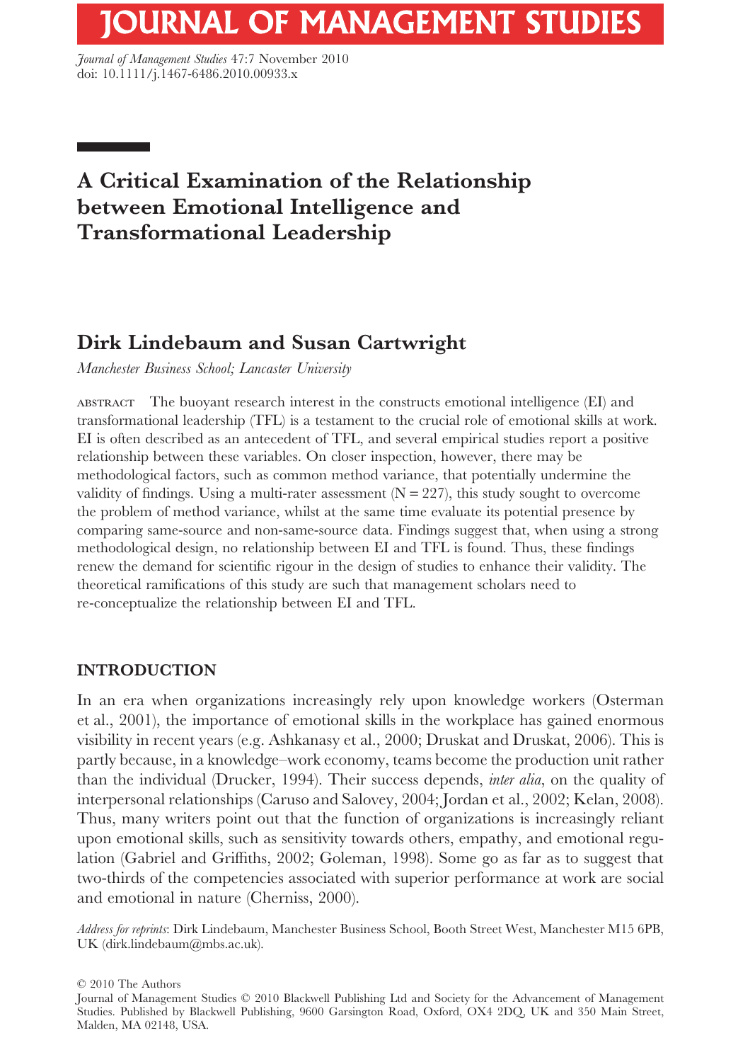# A Critical Examination of the Relationship between Emotional Intelligence and Transformational Leadership

## Dirk Lindebaum and Susan Cartwright

*Manchester Business School; Lancaster University*

ABSTRACT The buoyant research interest in the constructs emotional intelligence (EI) and transformational leadership (TFL) is a testament to the crucial role of emotional skills at work. EI is often described as an antecedent of TFL, and several empirical studies report a positive relationship between these variables. On closer inspection, however, there may be methodological factors, such as common method variance, that potentially undermine the validity of findings. Using a multi-rater assessment (N = 227), this study sought to overcome the problem of method variance, whilst at the same time evaluate its potential presence by comparing same-source and non-same-source data. Findings suggest that, when using a strong methodological design, no relationship between EI and TFL is found. Thus, these findings renew the demand for scientific rigour in the design of studies to enhance their validity. The theoretical ramifications of this study are such that management scholars need to re-conceptualize the relationship between EI and TFL.

## INTRODUCTION

In an era when organizations increasingly rely upon knowledge workers (Osterman et al., 2001), the importance of emotional skills in the workplace has gained enormous visibility in recent years (e.g. Ashkanasy et al., 2000; Druskat and Druskat, 2006). This is partly because, in a knowledge–work economy, teams become the production unit rather than the individual (Drucker, 1994). Their success depends, *inter alia*, on the quality of interpersonal relationships (Caruso and Salovey, 2004; Jordan et al., 2002; Kelan, 2008). Thus, many writers point out that the function of organizations is increasingly reliant upon emotional skills, such as sensitivity towards others, empathy, and emotional regulation (Gabriel and Griffiths, 2002; Goleman, 1998). Some go as far as to suggest that two-thirds of the competencies associated with superior performance at work are social and emotional in nature (Cherniss, 2000).

*Address for reprints*: Dirk Lindebaum, Manchester Business School, Booth Street West, Manchester M15 6PB, UK (dirk.lindebaum@mbs.ac.uk).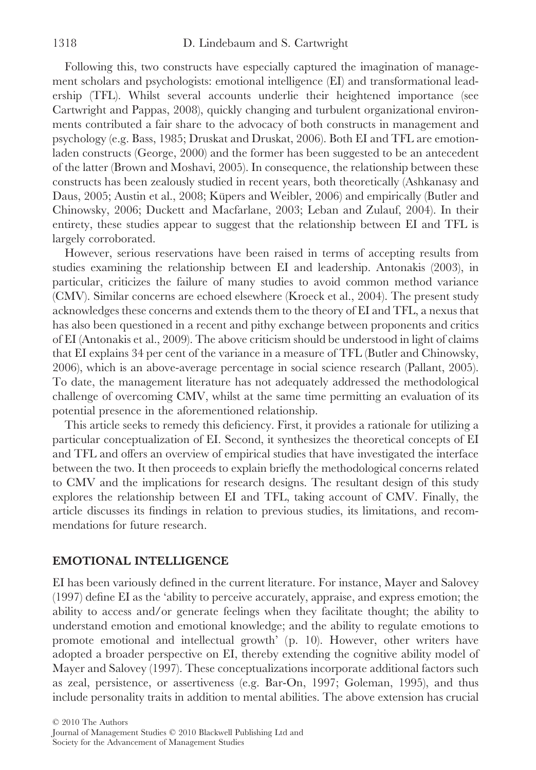Following this, two constructs have especially captured the imagination of management scholars and psychologists: emotional intelligence (EI) and transformational leadership (TFL). Whilst several accounts underlie their heightened importance (see Cartwright and Pappas, 2008), quickly changing and turbulent organizational environments contributed a fair share to the advocacy of both constructs in management and psychology (e.g. Bass, 1985; Druskat and Druskat, 2006). Both EI and TFL are emotion-laden constructs (George, 2000) and the former has been suggested to be an antecedent of the latter (Brown and Moshavi, 2005). In consequence, the relationship between these constructs has been zealously studied in recent years, both theoretically (Ashkanasy and Daus, 2005; Austin et al., 2008; Küpers and Weibler, 2006) and empirically (Butler and Chinowsky, 2006; Duckett and Macfarlane, 2003; Leban and Zulauf, 2004). In their entirety, these studies appear to suggest that the relationship between EI and TFL is largely corroborated.

However, serious reservations have been raised in terms of accepting results from studies examining the relationship between EI and leadership. Antonakis (2003), in particular, criticizes the failure of many studies to avoid common method variance (CMV). Similar concerns are echoed elsewhere (Kroeck et al., 2004). The present study acknowledges these concerns and extends them to the theory of EI and TFL, a nexus that has also been questioned in a recent and pithy exchange between proponents and critics of EI (Antonakis et al., 2009). The above criticism should be understood in light of claims that EI explains 34 per cent of the variance in a measure of TFL (Butler and Chinowsky, 2006), which is an above-average percentage in social science research (Pallant, 2005). To date, the management literature has not adequately addressed the methodological challenge of overcoming CMV, whilst at the same time permitting an evaluation of its potential presence in the aforementioned relationship.

This article seeks to remedy this deficiency. First, it provides a rationale for utilizing a particular conceptualization of EI. Second, it synthesizes the theoretical concepts of EI and TFL and offers an overview of empirical studies that have investigated the interface between the two. It then proceeds to explain briefly the methodological concerns related to CMV and the implications for research designs. The resultant design of this study explores the relationship between EI and TFL, taking account of CMV. Finally, the article discusses its findings in relation to previous studies, its limitations, and recommendations for future research.

## EMOTIONAL INTELLIGENCE

EI has been variously defined in the current literature. For instance, Mayer and Salovey (1997) define EI as the 'ability to perceive accurately, appraise, and express emotion; the ability to access and/or generate feelings when they facilitate thought; the ability to understand emotion and emotional knowledge; and the ability to regulate emotions to promote emotional and intellectual growth' (p. 10). However, other writers have adopted a broader perspective on EI, thereby extending the cognitive ability model of Mayer and Salovey (1997). These conceptualizations incorporate additional factors such as zeal, persistence, or assertiveness (e.g. Bar-On, 1997; Goleman, 1995), and thus include personality traits in addition to mental abilities. The above extension has crucial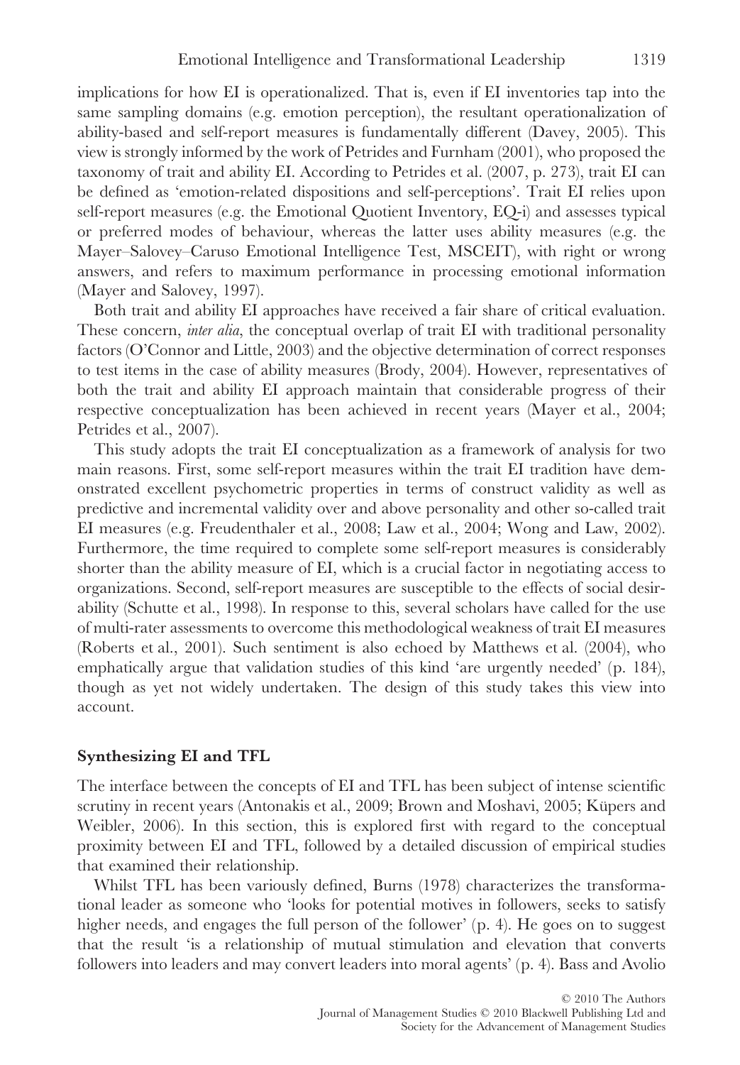implications for how EI is operationalized. That is, even if EI inventories tap into the same sampling domains (e.g. emotion perception), the resultant operationalization of ability-based and self-report measures is fundamentally different (Davey, 2005). This view is strongly informed by the work of Petrides and Furnham (2001), who proposed the taxonomy of trait and ability EI. According to Petrides et al. (2007, p. 273), trait EI can be defined as 'emotion-related dispositions and self-perceptions'. Trait EI relies upon self-report measures (e.g. the Emotional Quotient Inventory, EQ-i) and assesses typical or preferred modes of behaviour, whereas the latter uses ability measures (e.g. the Mayer–Salovey–Caruso Emotional Intelligence Test, MSCEIT), with right or wrong answers, and refers to maximum performance in processing emotional information (Mayer and Salovey, 1997).

Both trait and ability EI approaches have received a fair share of critical evaluation. These concern, *inter alia*, the conceptual overlap of trait EI with traditional personality factors (O'Connor and Little, 2003) and the objective determination of correct responses to test items in the case of ability measures (Brody, 2004). However, representatives of both the trait and ability EI approach maintain that considerable progress of their respective conceptualization has been achieved in recent years (Mayer et al., 2004; Petrides et al., 2007).

This study adopts the trait EI conceptualization as a framework of analysis for two main reasons. First, some self-report measures within the trait EI tradition have demonstrated excellent psychometric properties in terms of construct validity as well as predictive and incremental validity over and above personality and other so-called trait EI measures (e.g. Freudenthaler et al., 2008; Law et al., 2004; Wong and Law, 2002). Furthermore, the time required to complete some self-report measures is considerably shorter than the ability measure of EI, which is a crucial factor in negotiating access to organizations. Second, self-report measures are susceptible to the effects of social desirability (Schutte et al., 1998). In response to this, several scholars have called for the use of multi-rater assessments to overcome this methodological weakness of trait EI measures (Roberts et al., 2001). Such sentiment is also echoed by Matthews et al. (2004), who emphatically argue that validation studies of this kind 'are urgently needed' (p. 184), though as yet not widely undertaken. The design of this study takes this view into account.

## Synthesizing EI and TFL

The interface between the concepts of EI and TFL has been subject of intense scientific scrutiny in recent years (Antonakis et al., 2009; Brown and Moshavi, 2005; Küpers and Weibler, 2006). In this section, this is explored first with regard to the conceptual proximity between EI and TFL, followed by a detailed discussion of empirical studies that examined their relationship.

Whilst TFL has been variously defined, Burns (1978) characterizes the transformational leader as someone who 'looks for potential motives in followers, seeks to satisfy higher needs, and engages the full person of the follower' (p. 4). He goes on to suggest that the result 'is a relationship of mutual stimulation and elevation that converts followers into leaders and may convert leaders into moral agents' (p. 4). Bass and Avolio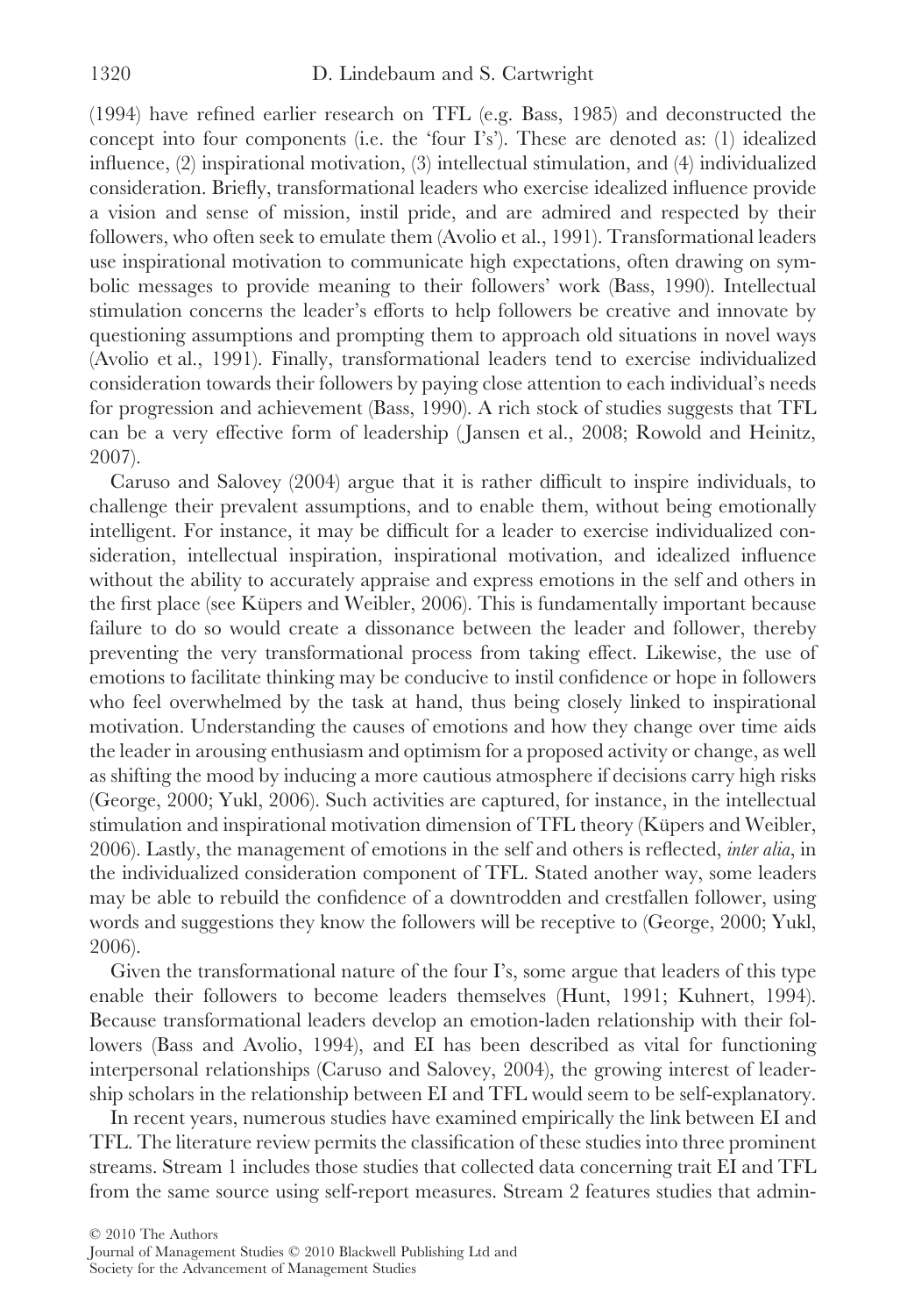(1994) have refined earlier research on TFL (e.g. Bass, 1985) and deconstructed the concept into four components (i.e. the 'four I's'). These are denoted as: (1) idealized influence, (2) inspirational motivation, (3) intellectual stimulation, and (4) individualized consideration. Briefly, transformational leaders who exercise idealized influence provide a vision and sense of mission, instil pride, and are admired and respected by their followers, who often seek to emulate them (Avolio et al., 1991). Transformational leaders use inspirational motivation to communicate high expectations, often drawing on symbolic messages to provide meaning to their followers' work (Bass, 1990). Intellectual stimulation concerns the leader's efforts to help followers be creative and innovate by questioning assumptions and prompting them to approach old situations in novel ways (Avolio et al., 1991). Finally, transformational leaders tend to exercise individualized consideration towards their followers by paying close attention to each individual's needs for progression and achievement (Bass, 1990). A rich stock of studies suggests that TFL can be a very effective form of leadership (Jansen et al., 2008; Rowold and Heinitz, 2007).

Caruso and Salovey (2004) argue that it is rather difficult to inspire individuals, to challenge their prevalent assumptions, and to enable them, without being emotionally intelligent. For instance, it may be difficult for a leader to exercise individualized consideration, intellectual inspiration, inspirational motivation, and idealized influence without the ability to accurately appraise and express emotions in the self and others in the first place (see Küpers and Weibler, 2006). This is fundamentally important because failure to do so would create a dissonance between the leader and follower, thereby preventing the very transformational process from taking effect. Likewise, the use of emotions to facilitate thinking may be conducive to instil confidence or hope in followers who feel overwhelmed by the task at hand, thus being closely linked to inspirational motivation. Understanding the causes of emotions and how they change over time aids the leader in arousing enthusiasm and optimism for a proposed activity or change, as well as shifting the mood by inducing a more cautious atmosphere if decisions carry high risks (George, 2000; Yukl, 2006). Such activities are captured, for instance, in the intellectual stimulation and inspirational motivation dimension of TFL theory (Küpers and Weibler, 2006). Lastly, the management of emotions in the self and others is reflected, *inter alia*, in the individualized consideration component of TFL. Stated another way, some leaders may be able to rebuild the confidence of a downtrodden and crestfallen follower, using words and suggestions they know the followers will be receptive to (George, 2000; Yukl, 2006).

Given the transformational nature of the four I's, some argue that leaders of this type enable their followers to become leaders themselves (Hunt, 1991; Kuhnert, 1994). Because transformational leaders develop an emotion-laden relationship with their followers (Bass and Avolio, 1994), and EI has been described as vital for functioning interpersonal relationships (Caruso and Salovey, 2004), the growing interest of leadership scholars in the relationship between EI and TFL would seem to be self-explanatory.

In recent years, numerous studies have examined empirically the link between EI and TFL. The literature review permits the classification of these studies into three prominent streams. Stream 1 includes those studies that collected data concerning trait EI and TFL from the same source using self-report measures. Stream 2 features studies that admin-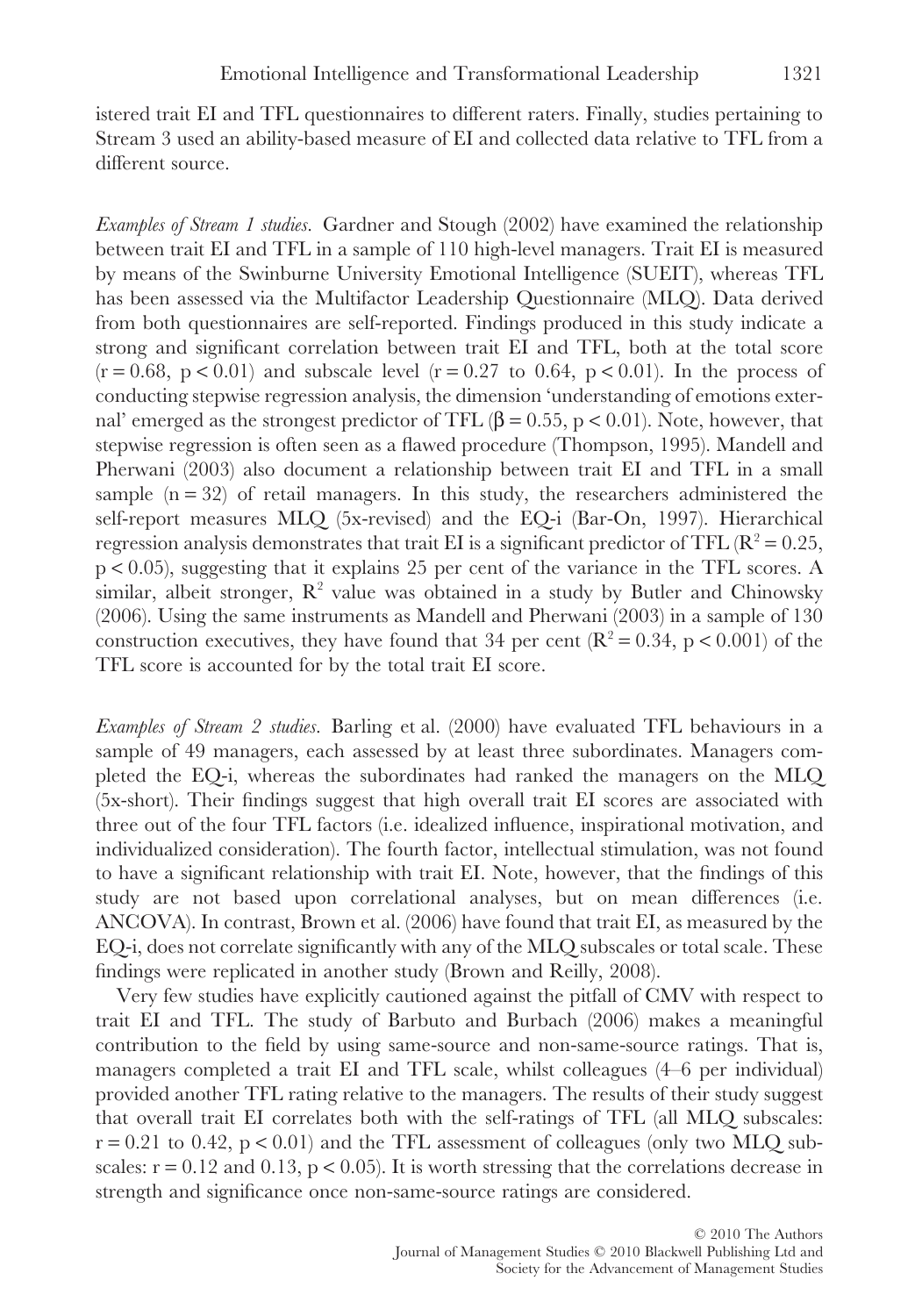istered trait EI and TFL questionnaires to different raters. Finally, studies pertaining to Stream 3 used an ability-based measure of EI and collected data relative to TFL from a different source.

*Examples of Stream 1 studies.* Gardner and Stough (2002) have examined the relationship between trait EI and TFL in a sample of 110 high-level managers. Trait EI is measured by means of the Swinburne University Emotional Intelligence (SUEIT), whereas TFL has been assessed via the Multifactor Leadership Questionnaire (MLQ). Data derived from both questionnaires are self-reported. Findings produced in this study indicate a strong and significant correlation between trait EI and TFL, both at the total score ($r = 0.68$, $p < 0.01$) and subscale level ($r = 0.27$ to $0.64$, $p < 0.01$). In the process of conducting stepwise regression analysis, the dimension 'understanding of emotions external' emerged as the strongest predictor of TFL ($\beta = 0.55$, $p < 0.01$). Note, however, that stepwise regression is often seen as a flawed procedure (Thompson, 1995). Mandell and Pherwani (2003) also document a relationship between trait EI and TFL in a small sample ($n = 32$) of retail managers. In this study, the researchers administered the self-report measures MLQ (5x-revised) and the EQ-i (Bar-On, 1997). Hierarchical regression analysis demonstrates that trait EI is a significant predictor of TFL ($R^2 = 0.25$, $p < 0.05$), suggesting that it explains 25 per cent of the variance in the TFL scores. A similar, albeit stronger, $R^2$ value was obtained in a study by Butler and Chinowsky (2006). Using the same instruments as Mandell and Pherwani (2003) in a sample of 130 construction executives, they have found that 34 per cent ($R^2 = 0.34$, $p < 0.001$) of the TFL score is accounted for by the total trait EI score.

*Examples of Stream 2 studies.* Barling et al. (2000) have evaluated TFL behaviours in a sample of 49 managers, each assessed by at least three subordinates. Managers completed the EQ-i, whereas the subordinates had ranked the managers on the MLQ (5x-short). Their findings suggest that high overall trait EI scores are associated with three out of the four TFL factors (i.e. idealized influence, inspirational motivation, and individualized consideration). The fourth factor, intellectual stimulation, was not found to have a significant relationship with trait EI. Note, however, that the findings of this study are not based upon correlational analyses, but on mean differences (i.e. ANCOVA). In contrast, Brown et al. (2006) have found that trait EI, as measured by the EQ-i, does not correlate significantly with any of the MLQ subscales or total scale. These findings were replicated in another study (Brown and Reilly, 2008).

Very few studies have explicitly cautioned against the pitfall of CMV with respect to trait EI and TFL. The study of Barbuto and Burbach (2006) makes a meaningful contribution to the field by using same-source and non-same-source ratings. That is, managers completed a trait EI and TFL scale, whilst colleagues (4–6 per individual) provided another TFL rating relative to the managers. The results of their study suggest that overall trait EI correlates both with the self-ratings of TFL (all MLQ subscales: $r = 0.21$ to $0.42$, $p < 0.01$) and the TFL assessment of colleagues (only two MLQ subscales: $r = 0.12$ and $0.13$, $p < 0.05$). It is worth stressing that the correlations decrease in strength and significance once non-same-source ratings are considered.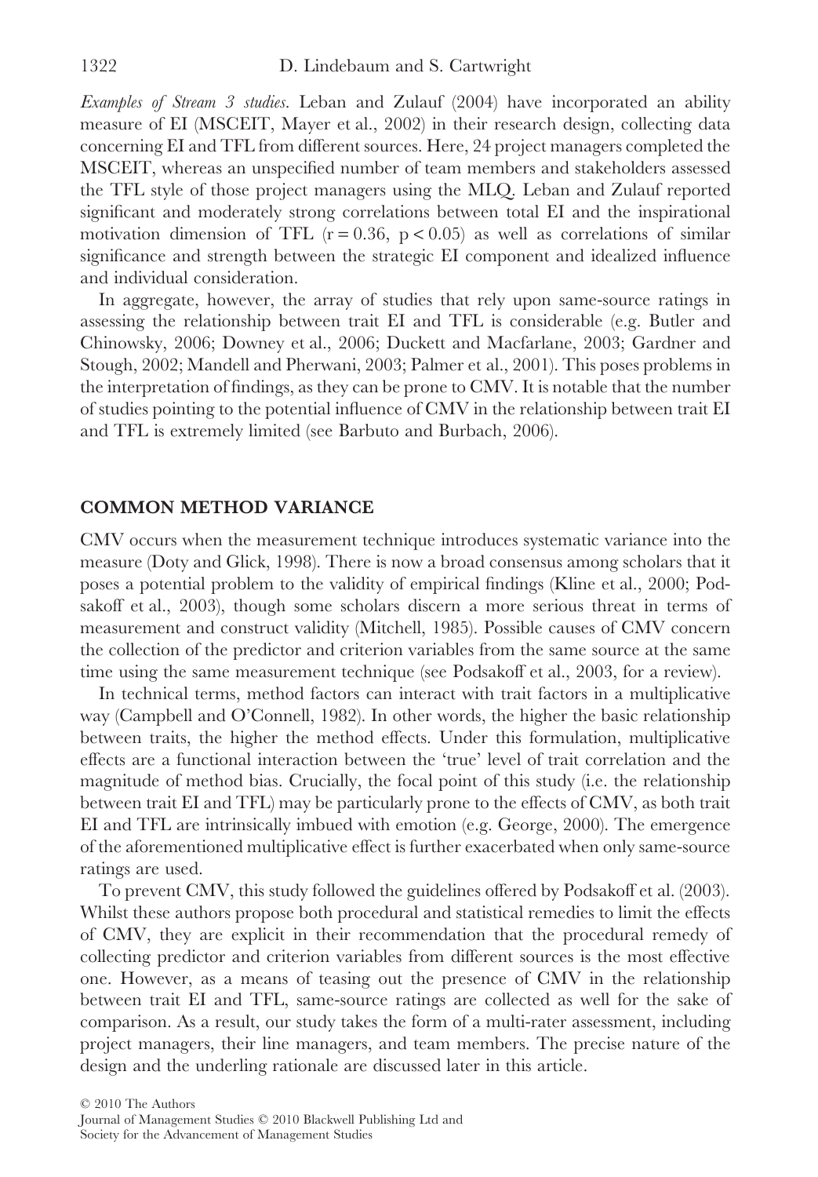*Examples of Stream 3 studies*. Leban and Zulauf (2004) have incorporated an ability measure of EI (MSCEIT, Mayer et al., 2002) in their research design, collecting data concerning EI and TFL from different sources. Here, 24 project managers completed the MSCEIT, whereas an unspecified number of team members and stakeholders assessed the TFL style of those project managers using the MLQ. Leban and Zulauf reported significant and moderately strong correlations between total EI and the inspirational motivation dimension of TFL ($r = 0.36$, $p < 0.05$) as well as correlations of similar significance and strength between the strategic EI component and idealized influence and individual consideration.

In aggregate, however, the array of studies that rely upon same-source ratings in assessing the relationship between trait EI and TFL is considerable (e.g. Butler and Chinowsky, 2006; Downey et al., 2006; Duckett and Macfarlane, 2003; Gardner and Stough, 2002; Mandell and Pherwani, 2003; Palmer et al., 2001). This poses problems in the interpretation of findings, as they can be prone to CMV. It is notable that the number of studies pointing to the potential influence of CMV in the relationship between trait EI and TFL is extremely limited (see Barbuto and Burbach, 2006).

## COMMON METHOD VARIANCE

CMV occurs when the measurement technique introduces systematic variance into the measure (Doty and Glick, 1998). There is now a broad consensus among scholars that it poses a potential problem to the validity of empirical findings (Kline et al., 2000; Podsakoff et al., 2003), though some scholars discern a more serious threat in terms of measurement and construct validity (Mitchell, 1985). Possible causes of CMV concern the collection of the predictor and criterion variables from the same source at the same time using the same measurement technique (see Podsakoff et al., 2003, for a review).

In technical terms, method factors can interact with trait factors in a multiplicative way (Campbell and O'Connell, 1982). In other words, the higher the basic relationship between traits, the higher the method effects. Under this formulation, multiplicative effects are a functional interaction between the 'true' level of trait correlation and the magnitude of method bias. Crucially, the focal point of this study (i.e. the relationship between trait EI and TFL) may be particularly prone to the effects of CMV, as both trait EI and TFL are intrinsically imbued with emotion (e.g. George, 2000). The emergence of the aforementioned multiplicative effect is further exacerbated when only same-source ratings are used.

To prevent CMV, this study followed the guidelines offered by Podsakoff et al. (2003). Whilst these authors propose both procedural and statistical remedies to limit the effects of CMV, they are explicit in their recommendation that the procedural remedy of collecting predictor and criterion variables from different sources is the most effective one. However, as a means of teasing out the presence of CMV in the relationship between trait EI and TFL, same-source ratings are collected as well for the sake of comparison. As a result, our study takes the form of a multi-rater assessment, including project managers, their line managers, and team members. The precise nature of the design and the underling rationale are discussed later in this article.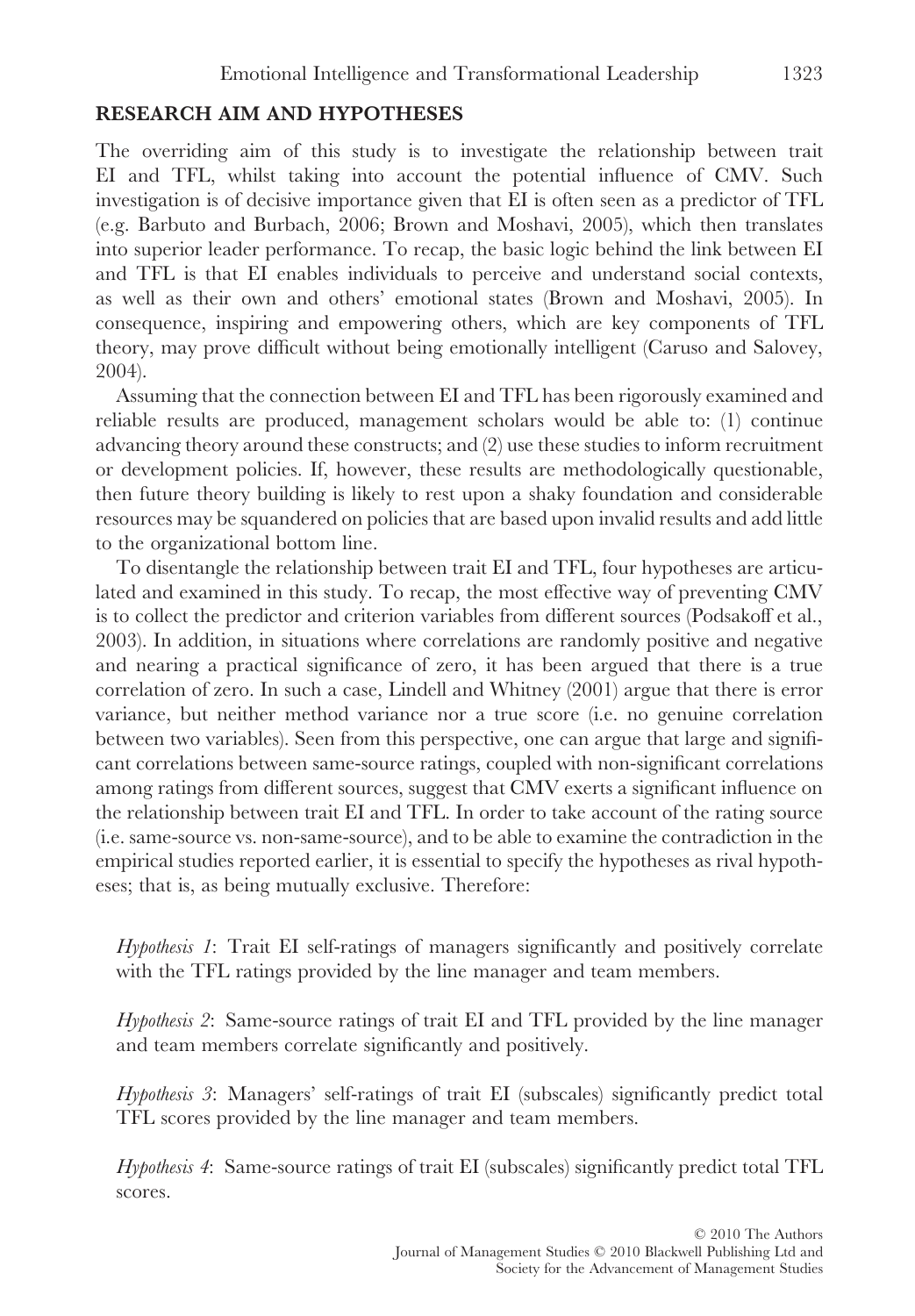## RESEARCH AIM AND HYPOTHESES

The overriding aim of this study is to investigate the relationship between trait EI and TFL, whilst taking into account the potential influence of CMV. Such investigation is of decisive importance given that EI is often seen as a predictor of TFL (e.g. Barbuto and Burbach, 2006; Brown and Moshavi, 2005), which then translates into superior leader performance. To recap, the basic logic behind the link between EI and TFL is that EI enables individuals to perceive and understand social contexts, as well as their own and others' emotional states (Brown and Moshavi, 2005). In consequence, inspiring and empowering others, which are key components of TFL theory, may prove difficult without being emotionally intelligent (Caruso and Salovey, 2004).

Assuming that the connection between EI and TFL has been rigorously examined and reliable results are produced, management scholars would be able to: (1) continue advancing theory around these constructs; and (2) use these studies to inform recruitment or development policies. If, however, these results are methodologically questionable, then future theory building is likely to rest upon a shaky foundation and considerable resources may be squandered on policies that are based upon invalid results and add little to the organizational bottom line.

To disentangle the relationship between trait EI and TFL, four hypotheses are articulated and examined in this study. To recap, the most effective way of preventing CMV is to collect the predictor and criterion variables from different sources (Podsakoff et al., 2003). In addition, in situations where correlations are randomly positive and negative and nearing a practical significance of zero, it has been argued that there is a true correlation of zero. In such a case, Lindell and Whitney (2001) argue that there is error variance, but neither method variance nor a true score (i.e. no genuine correlation between two variables). Seen from this perspective, one can argue that large and significant correlations between same-source ratings, coupled with non-significant correlations among ratings from different sources, suggest that CMV exerts a significant influence on the relationship between trait EI and TFL. In order to take account of the rating source (i.e. same-source vs. non-same-source), and to be able to examine the contradiction in the empirical studies reported earlier, it is essential to specify the hypotheses as rival hypotheses; that is, as being mutually exclusive. Therefore:

> *Hypothesis 1*: Trait EI self-ratings of managers significantly and positively correlate with the TFL ratings provided by the line manager and team members.

> *Hypothesis 2*: Same-source ratings of trait EI and TFL provided by the line manager and team members correlate significantly and positively.

> *Hypothesis 3*: Managers' self-ratings of trait EI (subscales) significantly predict total TFL scores provided by the line manager and team members.

> *Hypothesis 4*: Same-source ratings of trait EI (subscales) significantly predict total TFL scores.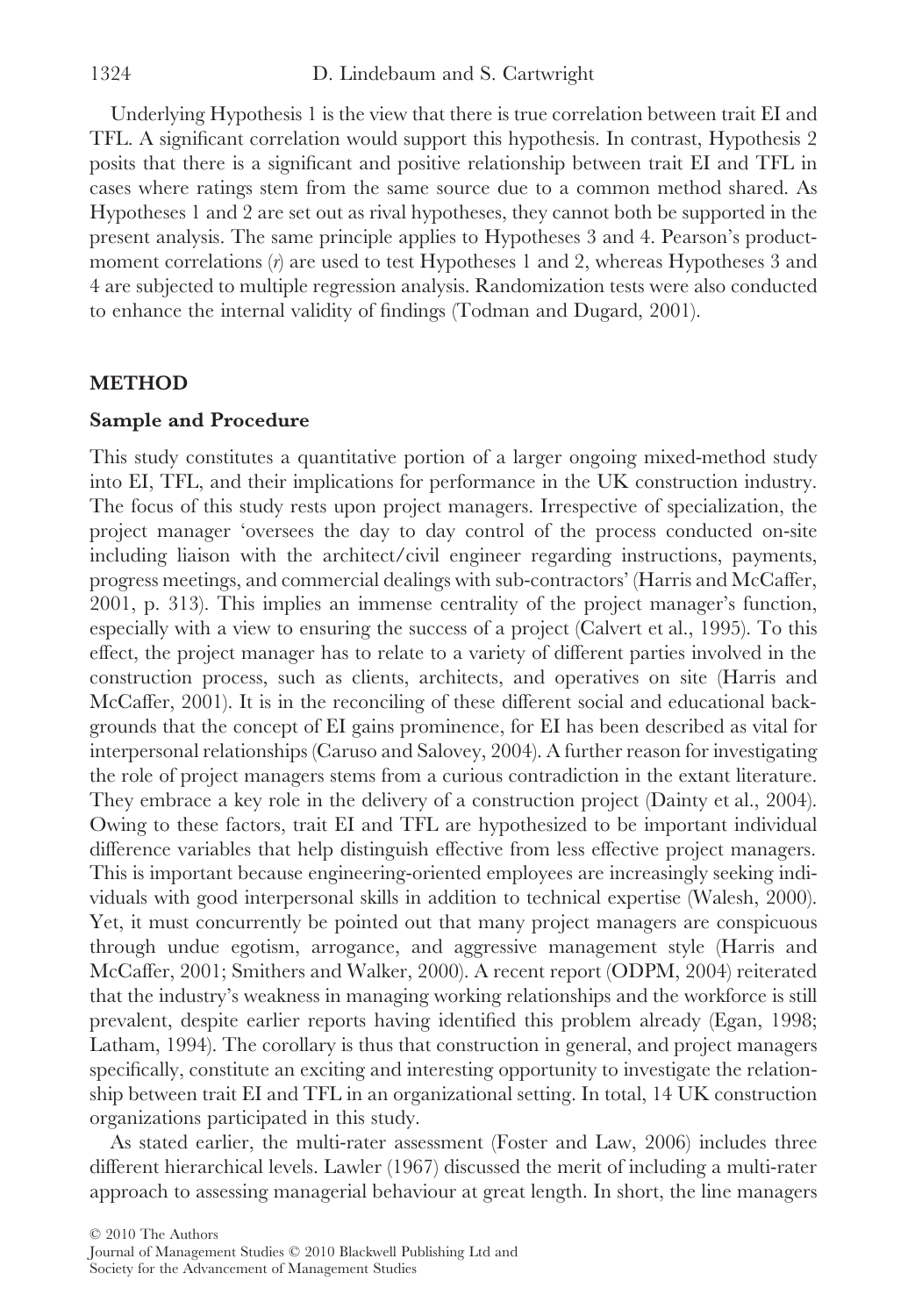Underlying Hypothesis 1 is the view that there is true correlation between trait EI and TFL. A significant correlation would support this hypothesis. In contrast, Hypothesis 2 posits that there is a significant and positive relationship between trait EI and TFL in cases where ratings stem from the same source due to a common method shared. As Hypotheses 1 and 2 are set out as rival hypotheses, they cannot both be supported in the present analysis. The same principle applies to Hypotheses 3 and 4. Pearson's product-moment correlations (*r*) are used to test Hypotheses 1 and 2, whereas Hypotheses 3 and 4 are subjected to multiple regression analysis. Randomization tests were also conducted to enhance the internal validity of findings (Todman and Dugard, 2001).

## METHOD

### Sample and Procedure

This study constitutes a quantitative portion of a larger ongoing mixed-method study into EI, TFL, and their implications for performance in the UK construction industry. The focus of this study rests upon project managers. Irrespective of specialization, the project manager 'oversees the day to day control of the process conducted on-site including liaison with the architect/civil engineer regarding instructions, payments, progress meetings, and commercial dealings with sub-contractors' (Harris and McCaffer, 2001, p. 313). This implies an immense centrality of the project manager's function, especially with a view to ensuring the success of a project (Calvert et al., 1995). To this effect, the project manager has to relate to a variety of different parties involved in the construction process, such as clients, architects, and operatives on site (Harris and McCaffer, 2001). It is in the reconciling of these different social and educational backgrounds that the concept of EI gains prominence, for EI has been described as vital for interpersonal relationships (Caruso and Salovey, 2004). A further reason for investigating the role of project managers stems from a curious contradiction in the extant literature. They embrace a key role in the delivery of a construction project (Dainty et al., 2004). Owing to these factors, trait EI and TFL are hypothesized to be important individual difference variables that help distinguish effective from less effective project managers. This is important because engineering-oriented employees are increasingly seeking individuals with good interpersonal skills in addition to technical expertise (Walesh, 2000). Yet, it must concurrently be pointed out that many project managers are conspicuous through undue egotism, arrogance, and aggressive management style (Harris and McCaffer, 2001; Smithers and Walker, 2000). A recent report (ODPM, 2004) reiterated that the industry's weakness in managing working relationships and the workforce is still prevalent, despite earlier reports having identified this problem already (Egan, 1998; Latham, 1994). The corollary is thus that construction in general, and project managers specifically, constitute an exciting and interesting opportunity to investigate the relationship between trait EI and TFL in an organizational setting. In total, 14 UK construction organizations participated in this study.

As stated earlier, the multi-rater assessment (Foster and Law, 2006) includes three different hierarchical levels. Lawler (1967) discussed the merit of including a multi-rater approach to assessing managerial behaviour at great length. In short, the line managers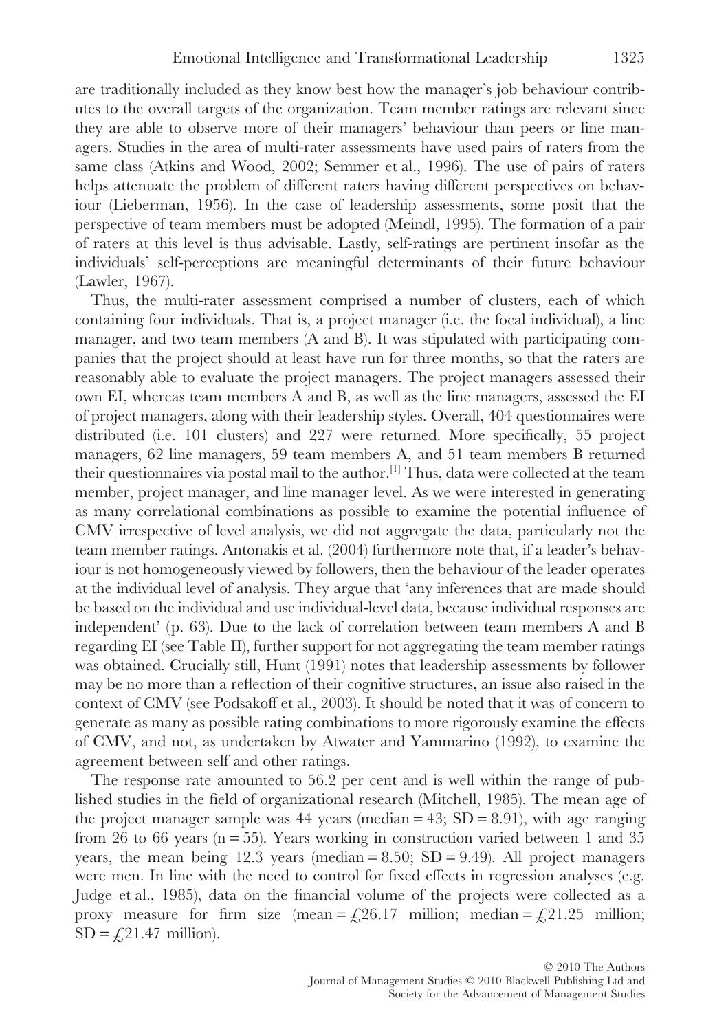are traditionally included as they know best how the manager's job behaviour contributes to the overall targets of the organization. Team member ratings are relevant since they are able to observe more of their managers' behaviour than peers or line managers. Studies in the area of multi-rater assessments have used pairs of raters from the same class (Atkins and Wood, 2002; Semmer et al., 1996). The use of pairs of raters helps attenuate the problem of different raters having different perspectives on behaviour (Lieberman, 1956). In the case of leadership assessments, some posit that the perspective of team members must be adopted (Meindl, 1995). The formation of a pair of raters at this level is thus advisable. Lastly, self-ratings are pertinent insofar as the individuals' self-perceptions are meaningful determinants of their future behaviour (Lawler, 1967).

Thus, the multi-rater assessment comprised a number of clusters, each of which containing four individuals. That is, a project manager (i.e. the focal individual), a line manager, and two team members (A and B). It was stipulated with participating companies that the project should at least have run for three months, so that the raters are reasonably able to evaluate the project managers. The project managers assessed their own EI, whereas team members A and B, as well as the line managers, assessed the EI of project managers, along with their leadership styles. Overall, 404 questionnaires were distributed (i.e. 101 clusters) and 227 were returned. More specifically, 55 project managers, 62 line managers, 59 team members A, and 51 team members B returned their questionnaires via postal mail to the author.[1] Thus, data were collected at the team member, project manager, and line manager level. As we were interested in generating as many correlational combinations as possible to examine the potential influence of CMV irrespective of level analysis, we did not aggregate the data, particularly not the team member ratings. Antonakis et al. (2004) furthermore note that, if a leader's behaviour is not homogeneously viewed by followers, then the behaviour of the leader operates at the individual level of analysis. They argue that 'any inferences that are made should be based on the individual and use individual-level data, because individual responses are independent' (p. 63). Due to the lack of correlation between team members A and B regarding EI (see Table II), further support for not aggregating the team member ratings was obtained. Crucially still, Hunt (1991) notes that leadership assessments by follower may be no more than a reflection of their cognitive structures, an issue also raised in the context of CMV (see Podsakoff et al., 2003). It should be noted that it was of concern to generate as many as possible rating combinations to more rigorously examine the effects of CMV, and not, as undertaken by Atwater and Yammarino (1992), to examine the agreement between self and other ratings.

The response rate amounted to 56.2 per cent and is well within the range of published studies in the field of organizational research (Mitchell, 1985). The mean age of the project manager sample was 44 years (median = 43; SD = 8.91), with age ranging from 26 to 66 years (n = 55). Years working in construction varied between 1 and 35 years, the mean being 12.3 years (median = 8.50; SD = 9.49). All project managers were men. In line with the need to control for fixed effects in regression analyses (e.g. Judge et al., 1985), data on the financial volume of the projects were collected as a proxy measure for firm size (mean = £26.17 million; median = £21.25 million; SD = £21.47 million).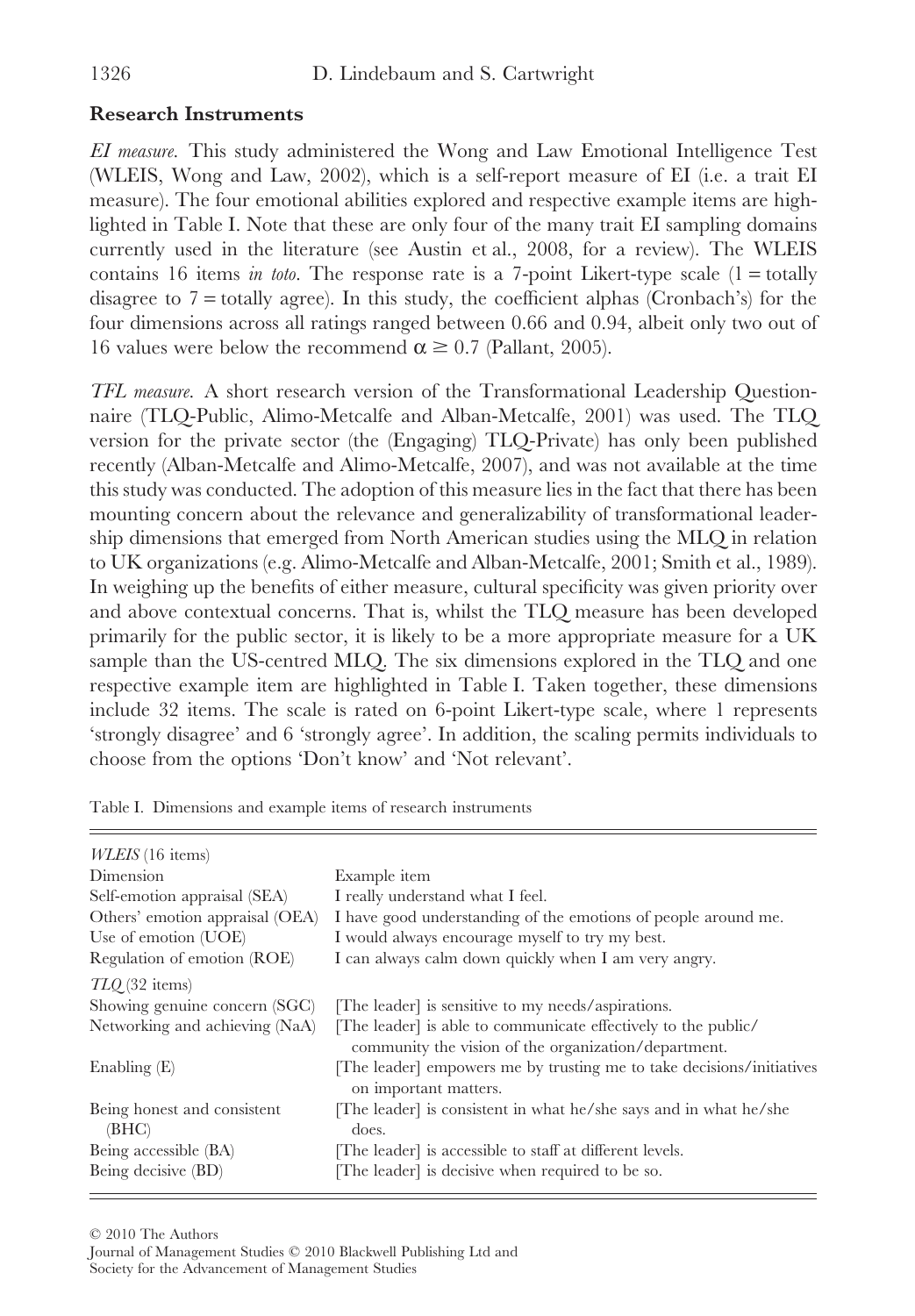## Research Instruments

*EI measure.* This study administered the Wong and Law Emotional Intelligence Test (WLEIS, Wong and Law, 2002), which is a self-report measure of EI (i.e. a trait EI measure). The four emotional abilities explored and respective example items are highlighted in Table I. Note that these are only four of the many trait EI sampling domains currently used in the literature (see Austin et al., 2008, for a review). The WLEIS contains 16 items *in toto*. The response rate is a 7-point Likert-type scale (1 = totally disagree to 7 = totally agree). In this study, the coefficient alphas (Cronbach's) for the four dimensions across all ratings ranged between 0.66 and 0.94, albeit only two out of 16 values were below the recommend $\alpha \geq 0.7$ (Pallant, 2005).

*TFL measure.* A short research version of the Transformational Leadership Questionnaire (TLQ-Public, Alimo-Metcalfe and Alban-Metcalfe, 2001) was used. The TLQ version for the private sector (the (Engaging) TLQ-Private) has only been published recently (Alban-Metcalfe and Alimo-Metcalfe, 2007), and was not available at the time this study was conducted. The adoption of this measure lies in the fact that there has been mounting concern about the relevance and generalizability of transformational leadership dimensions that emerged from North American studies using the MLQ in relation to UK organizations (e.g. Alimo-Metcalfe and Alban-Metcalfe, 2001; Smith et al., 1989). In weighing up the benefits of either measure, cultural specificity was given priority over and above contextual concerns. That is, whilst the TLQ measure has been developed primarily for the public sector, it is likely to be a more appropriate measure for a UK sample than the US-centred MLQ. The six dimensions explored in the TLQ and one respective example item are highlighted in Table I. Taken together, these dimensions include 32 items. The scale is rated on 6-point Likert-type scale, where 1 represents 'strongly disagree' and 6 'strongly agree'. In addition, the scaling permits individuals to choose from the options 'Don't know' and 'Not relevant'.

Table I. Dimensions and example items of research instruments

| *WLEIS* (16 items) | |
|---|---|
| Dimension | Example item |
| Self-emotion appraisal (SEA) | I really understand what I feel. |
| Others' emotion appraisal (OEA) | I have good understanding of the emotions of people around me. |
| Use of emotion (UOE) | I would always encourage myself to try my best. |
| Regulation of emotion (ROE) | I can always calm down quickly when I am very angry. |
| *TLQ* (32 items) | |
| Showing genuine concern (SGC) | [The leader] is sensitive to my needs/aspirations. |
| Networking and achieving (NaA) | [The leader] is able to communicate effectively to the public/community the vision of the organization/department. |
| Enabling (E) | [The leader] empowers me by trusting me to take decisions/initiatives on important matters. |
| Being honest and consistent (BHC) | [The leader] is consistent in what he/she says and in what he/she does. |
| Being accessible (BA) | [The leader] is accessible to staff at different levels. |
| Being decisive (BD) | [The leader] is decisive when required to be so. |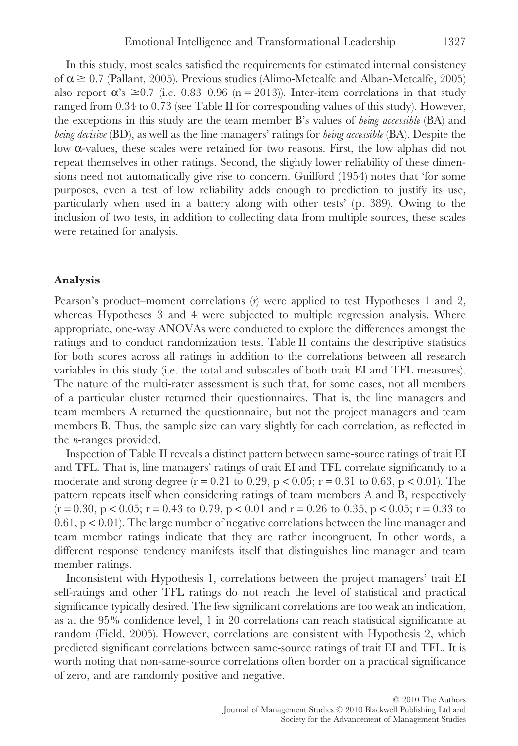In this study, most scales satisfied the requirements for estimated internal consistency of $\alpha \geq 0.7$ (Pallant, 2005). Previous studies (Alimo-Metcalfe and Alban-Metcalfe, 2005) also report $\alpha$'s $\geq 0.7$ (i.e. 0.83–0.96 (n = 2013)). Inter-item correlations in that study ranged from 0.34 to 0.73 (see Table II for corresponding values of this study). However, the exceptions in this study are the team member B's values of *being accessible* (BA) and *being decisive* (BD), as well as the line managers' ratings for *being accessible* (BA). Despite the low $\alpha$-values, these scales were retained for two reasons. First, the low alphas did not repeat themselves in other ratings. Second, the slightly lower reliability of these dimensions need not automatically give rise to concern. Guilford (1954) notes that 'for some purposes, even a test of low reliability adds enough to prediction to justify its use, particularly when used in a battery along with other tests' (p. 389). Owing to the inclusion of two tests, in addition to collecting data from multiple sources, these scales were retained for analysis.

### Analysis

Pearson's product–moment correlations ($r$) were applied to test Hypotheses 1 and 2, whereas Hypotheses 3 and 4 were subjected to multiple regression analysis. Where appropriate, one-way ANOVAs were conducted to explore the differences amongst the ratings and to conduct randomization tests. Table II contains the descriptive statistics for both scores across all ratings in addition to the correlations between all research variables in this study (i.e. the total and subscales of both trait EI and TFL measures). The nature of the multi-rater assessment is such that, for some cases, not all members of a particular cluster returned their questionnaires. That is, the line managers and team members A returned the questionnaire, but not the project managers and team members B. Thus, the sample size can vary slightly for each correlation, as reflected in the $n$-ranges provided.

Inspection of Table II reveals a distinct pattern between same-source ratings of trait EI and TFL. That is, line managers' ratings of trait EI and TFL correlate significantly to a moderate and strong degree ($r = 0.21$ to $0.29$, $p < 0.05$; $r = 0.31$ to $0.63$, $p < 0.01$). The pattern repeats itself when considering ratings of team members A and B, respectively ($r = 0.30$, $p < 0.05$; $r = 0.43$ to $0.79$, $p < 0.01$ and $r = 0.26$ to $0.35$, $p < 0.05$; $r = 0.33$ to $0.61$, $p < 0.01$). The large number of negative correlations between the line manager and team member ratings indicate that they are rather incongruent. In other words, a different response tendency manifests itself that distinguishes line manager and team member ratings.

Inconsistent with Hypothesis 1, correlations between the project managers' trait EI self-ratings and other TFL ratings do not reach the level of statistical and practical significance typically desired. The few significant correlations are too weak an indication, as at the 95% confidence level, 1 in 20 correlations can reach statistical significance at random (Field, 2005). However, correlations are consistent with Hypothesis 2, which predicted significant correlations between same-source ratings of trait EI and TFL. It is worth noting that non-same-source correlations often border on a practical significance of zero, and are randomly positive and negative.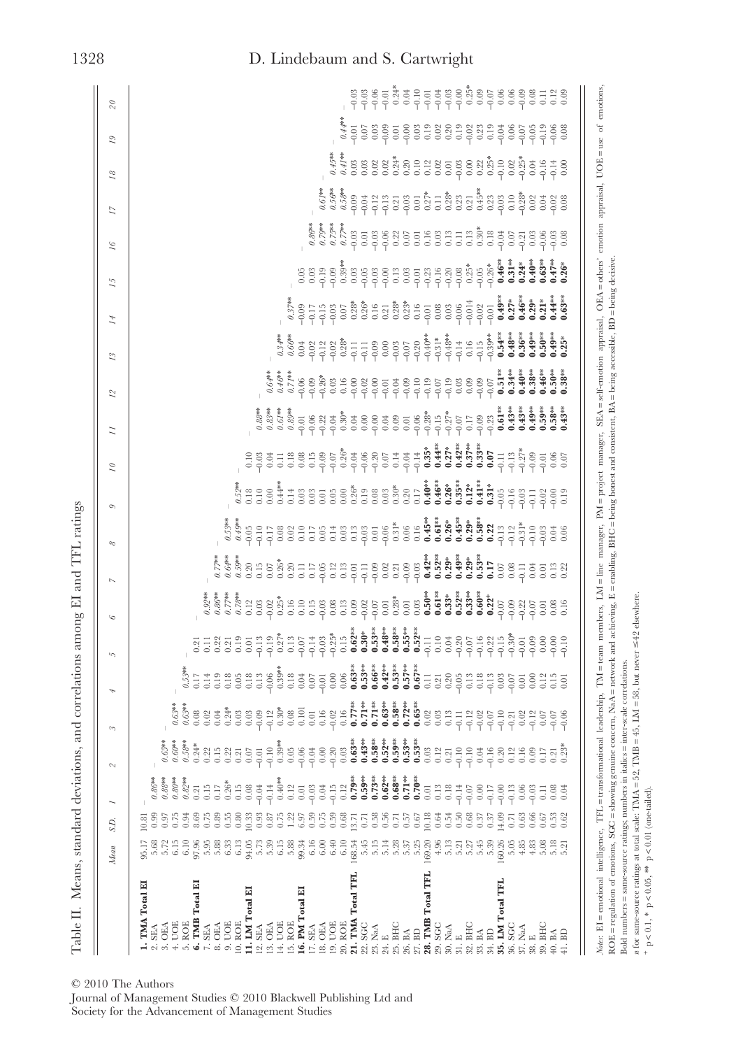Table II. Means, standard deviations, and correlations among EI and TFL ratings

| | Mean | S.D. | 1 | 2 | 3 | 4 | 5 | 6 | 7 | 8 | 9 | 10 | 11 | 12 | 13 | 14 | 15 | 16 | 17 | 18 | 19 | 20 |
|---|---|---|---|---|---|---|---|---|---|---|---|---|---|---|---|---|---|---|---|---|---|---|
| **1. TMA Total EI** | 95.17 | 10.81 | – | | | | | | | | | | | | | | | | | | | |
| 2. SEA | 5.68 | 0.99 | *0.86*** | – | | | | | | | | | | | | | | | | | | |
| 3. OEA | 5.72 | 0.97 | *0.88*** | *0.65*** | – | | | | | | | | | | | | | | | | | |
| 4. UOE | 6.15 | 0.75 | *0.80*** | *0.60*** | *0.63*** | – | | | | | | | | | | | | | | | | |
| 5. ROE | 6.10 | 0.94 | *0.82*** | *0.58*** | *0.63*** | *0.53*** | – | | | | | | | | | | | | | | | |
| **6. TMB Total EI** | 97.96 | 8.69 | 0.21 | 0.24* | 0.08 | 0.17 | 0.21 | – | | | | | | | | | | | | | | |
| 7. SEA | 5.95 | 0.75 | 0.15 | 0.22 | 0.02 | 0.14 | 0.11 | *0.92*** | – | | | | | | | | | | | | | |
| 8. OEA | 5.88 | 0.89 | 0.17 | 0.15 | 0.04 | 0.19 | 0.22 | *0.86*** | *0.77*** | – | | | | | | | | | | | | |
| 9. UOE | 6.33 | 0.55 | 0.26* | 0.12 | 0.24* | 0.18 | 0.21 | *0.77*** | *0.64*** | *0.53*** | – | | | | | | | | | | | |
| 10. ROE | 6.13 | 0.80 | 0.15 | 0.21 | 0.03 | 0.05 | 0.19 | *0.78*** | *0.59*** | *0.49*** | *0.52*** | – | | | | | | | | | | |
| **11. LM Total EI** | 94.05 | 10.33 | 0.08 | 0.07 | 0.03 | 0.18 | 0.01 | 0.12 | 0.20 | −0.05 | 0.18 | 0.10 | – | | | | | | | | | |
| 12. SEA | 5.73 | 0.93 | −0.04 | −0.01 | −0.09 | 0.13 | −0.13 | 0.03 | 0.15 | −0.10 | 0.10 | −0.03 | *0.88*** | – | | | | | | | | |
| 13. OEA | 5.39 | 0.87 | −0.14 | −0.10 | −0.12 | −0.06 | −0.19 | −0.02 | 0.07 | −0.17 | 0.00 | 0.04 | *0.83*** | *0.64*** | – | | | | | | | |
| 14. UOE | 6.15 | 0.75 | 0.40** | 0.39** | 0.30* | 0.39** | 0.27* | 0.25* | 0.26* | 0.08 | 0.44** | 0.11 | *0.61*** | *0.46*** | *0.34*** | – | | | | | | |
| 15. ROE | 5.88 | 1.22 | 0.12 | 0.05 | 0.08 | 0.18 | 0.13 | 0.16 | 0.20 | 0.02 | 0.14 | 0.18 | *0.89*** | *0.71*** | *0.66*** | *0.37*** | – | | | | | |
| **16. PM Total EI** | 99.34 | 6.97 | 0.01 | −0.06 | 0.101 | 0.04 | −0.07 | 0.10 | 0.11 | 0.10 | 0.03 | 0.08 | −0.01 | −0.06 | 0.04 | −0.09 | 0.05 | – | | | | |
| 17. SEA | 6.16 | 0.59 | −0.03 | −0.04 | 0.01 | 0.07 | −0.14 | 0.15 | 0.17 | 0.17 | 0.03 | 0.15 | −0.06 | −0.09 | −0.02 | −0.17 | 0.03 | *0.86*** | – | | | |
| 18. OEA | 6.00 | 0.75 | 0.04 | 0.00 | 0.16 | −0.01 | −0.03 | −0.03 | −0.05 | 0.05 | 0.01 | −0.09 | −0.22 | −0.26* | −0.12 | −0.15 | −0.19 | *0.79*** | *0.61*** | – | | |
| 19. UOE | 6.40 | 0.59 | −0.15 | −0.20 | −0.02 | 0.00 | −0.25* | 0.08 | 0.12 | 0.14 | 0.05 | −0.07 | −0.04 | 0.03 | −0.02 | −0.03 | −0.09 | *0.73*** | *0.56*** | *0.45*** | – | |
| 20. ROE | 6.10 | 0.68 | 0.12 | 0.03 | 0.16 | 0.06 | 0.15 | 0.13 | 0.13 | 0.03 | 0.00 | 0.26* | 0.30* | 0.16 | 0.28* | 0.07 | 0.39** | *0.77*** | *0.58*** | *0.41*** | *0.44*** | – |
| **21. TMA Total TFL** | 168.54 | 13.71 | **0.79**** | **0.63**** | **0.77**** | **0.63**** | **0.62**** | 0.09 | −0.01 | 0.13 | 0.26* | −0.04 | 0.04 | −0.00 | −0.11 | 0.28* | 0.03 | −0.03 | −0.09 | 0.03 | −0.01 | −0.03 |
| 22. SGC | 5.45 | 0.71 | **0.59**** | **0.43**** | **0.71**** | **0.53**** | **0.30*** | −0.02 | −0.11 | −0.03 | 0.19 | −0.06 | 0.00 | −0.02 | −0.11 | 0.26* | −0.05 | 0.01 | −0.04 | 0.03 | 0.07 | −0.03 |
| 23. NaA | 5.15 | 0.58 | **0.73**** | **0.58**** | **0.71**** | **0.66**** | **0.53**** | −0.07 | −0.09 | 0.01 | 0.08 | −0.20 | −0.00 | −0.00 | −0.09 | 0.16 | −0.03 | −0.03 | −0.12 | 0.02 | 0.03 | −0.06 |
| 24. E | 5.14 | 0.56 | **0.62**** | **0.52**** | **0.63**** | **0.42**** | **0.48**** | 0.01 | 0.02 | −0.06 | 0.03 | 0.07 | 0.04 | −0.01 | 0.00 | 0.21 | −0.00 | −0.06 | −0.13 | 0.02 | −0.09 | −0.01 |
| 25. BHC | 5.28 | 0.71 | **0.68**** | **0.59**** | **0.58**** | **0.53**** | **0.58**** | 0.28* | 0.21 | 0.31* | 0.30* | 0.14 | 0.09 | −0.04 | −0.03 | 0.28* | 0.13 | 0.22 | 0.21 | 0.24* | 0.01 | 0.24* |
| 26. BA | 5.37 | 0.57 | **0.71**** | **0.53**** | **0.72**** | **0.57**** | **0.55**** | 0.01 | −0.09 | 0.06 | 0.20 | −0.04 | 0.01 | −0.09 | −0.07 | 0.23* | 0.03 | 0.07 | −0.03 | 0.20 | −0.00 | 0.04 |
| 27. BD | 5.25 | 0.67 | **0.70**** | **0.53**** | **0.65**** | **0.67**** | **0.52**** | 0.03 | −0.03 | 0.16 | 0.17 | −0.14 | −0.06 | −0.10 | −0.20 | 0.16 | −0.01 | 0.01 | 0.01 | 0.10 | 0.03 | −0.10 |
| **28. TMB Total TFL** | 169.20 | 10.18 | 0.01 | 0.03 | 0.02 | 0.11 | −0.11 | **0.50**** | **0.42**** | **0.45**** | **0.40**** | **0.35*** | −0.28* | −0.19 | −0.40** | −0.01 | −0.23 | 0.16 | 0.27* | 0.12 | 0.19 | −0.01 |
| 29. SGC | 4.96 | 0.64 | 0.13 | 0.12 | 0.03 | 0.21 | 0.10 | **0.61**** | **0.52**** | **0.61**** | **0.46**** | **0.44**** | −0.15 | −0.07 | −0.31* | 0.08 | −0.16 | 0.12 | 0.11 | 0.02 | 0.02 | −0.04 |
| 30. NaA | 5.13 | 0.54 | 0.18 | 0.21 | 0.13 | 0.20 | 0.04 | **0.33*** | **0.29*** | **0.26*** | **0.26*** | **0.27*** | −0.27* | −0.19 | −0.48** | 0.03 | −0.20 | 0.03 | 0.28* | 0.01 | 0.20 | −0.03 |
| 31. E | 5.21 | 0.50 | −0.14 | −0.10 | −0.11 | −0.05 | −0.20 | **0.52**** | **0.49**** | **0.45**** | **0.35**** | **0.42**** | −0.07 | 0.03 | −0.14 | −0.06 | −0.08 | 0.13 | 0.23 | −0.03 | 0.19 | −0.00 |
| 32. BHC | 5.27 | 0.68 | −0.07 | −0.10 | −0.02 | 0.13 | −0.07 | **0.33**** | **0.29*** | **0.29*** | **0.12*** | **0.37**** | 0.17 | 0.09 | 0.16 | −0.014 | 0.25* | 0.11 | 0.21 | 0.00 | −0.02 | 0.25* |
| 33. BA | 5.45 | 0.37 | 0.00 | 0.04 | −0.02 | 0.18 | −0.16 | **0.60**** | **0.53**** | **0.58**** | **0.41**** | **0.33**** | −0.09 | −0.09 | −0.15 | −0.02 | −0.05 | 0.13 | 0.45** | 0.22 | 0.23 | 0.09 |
| 34. BD | 5.39 | 0.37 | −0.17 | −0.16 | −0.07 | −0.13 | −0.22 | **0.22⁺** | **0.17** | **0.22** | **0.31*** | **0.07** | −0.23 | −0.07 | −0.39** | −0.01 | −0.26* | 0.30* | 0.23 | 0.25* | 0.19 | −0.07 |
| **35. LM Total TFL** | 160.26 | 14.09 | −0.00 | 0.20 | −0.10 | 0.03 | −0.15 | −0.07 | 0.07 | −0.13 | −0.05 | −0.11 | **0.61**** | **0.51**** | **0.54**** | **0.49**** | **0.46**** | 0.18 | −0.03 | −0.10 | −0.04 | 0.06 |
| 36. SGC | 5.05 | 0.71 | −0.13 | 0.12 | −0.21 | −0.07 | −0.30* | −0.09 | 0.08 | −0.12 | −0.16 | −0.13 | **0.43**** | **0.34**** | **0.48**** | **0.27*** | **0.31**** | −0.04 | 0.10 | 0.02 | 0.06 | 0.06 |
| 37. NaA | 4.85 | 0.63 | 0.06 | 0.16 | 0.01 | 0.00 | −0.01 | −0.22 | −0.11 | −0.31* | −0.03 | −0.27* | **0.43**** | **0.40**** | **0.36**** | **0.46**** | **0.24*** | 0.07 | −0.28* | −0.25* | −0.07 | −0.09 |
| 38. E | 4.83 | 0.66 | −0.03 | 0.09 | −0.12 | 0.12 | −0.09 | −0.07 | 0.04 | −0.10 | −0.11 | −0.09 | **0.49**** | **0.38**** | **0.49**** | **0.29*** | **0.40**** | −0.21 | 0.02 | 0.04 | −0.05 | 0.08 |
| 39. BHC | 5.08 | 0.67 | 0.11 | 0.17 | 0.07 | 0.15 | 0.00 | 0.01 | 0.01 | −0.03 | −0.02 | −0.01 | **0.59**** | **0.46**** | **0.50**** | **0.21*** | **0.63**** | 0.03 | 0.04 | −0.16 | −0.19 | 0.11 |
| 40. BA | 5.18 | 0.53 | 0.08 | 0.21 | −0.07 | 0.12 | −0.00 | 0.08 | 0.13 | 0.04 | −0.00 | 0.06 | **0.58**** | **0.50**** | **0.49**** | **0.44**** | **0.47**** | −0.06 | −0.02 | −0.14 | −0.06 | 0.12 |
| 41. BD | 5.21 | 0.62 | 0.04 | 0.23* | −0.06 | 0.01 | −0.10 | 0.16 | 0.22 | 0.06 | 0.19 | 0.07 | **0.43**** | **0.38**** | **0.25*** | **0.63**** | **0.26*** | −0.03 | 0.08 | 0.00 | 0.08 | 0.09 |

*Notes*: EI = emotional intelligence, TFL = transformational leadership, TM = team members, LM = line manager, PM = project manager, SEA = self-emotion appraisal, OEA = others' emotion appraisal, UOE = use of emotions, ROE = regulation of emotions, SGC = showing genuine concern, NaA = network and achieving, E = enabling, BHC = being honest and consistent, BA = being accessible, BD = being decisive.

Bold numbers = same-source ratings; numbers in italics = inter-scale correlations.

*n* for same-source ratings at total scale: TMA = 52, TMB = 45, LM = 58, but never ≤42 elsewhere.

⁺ p < 0.1, * p < 0.05, ** p < 0.01 (one-tailed).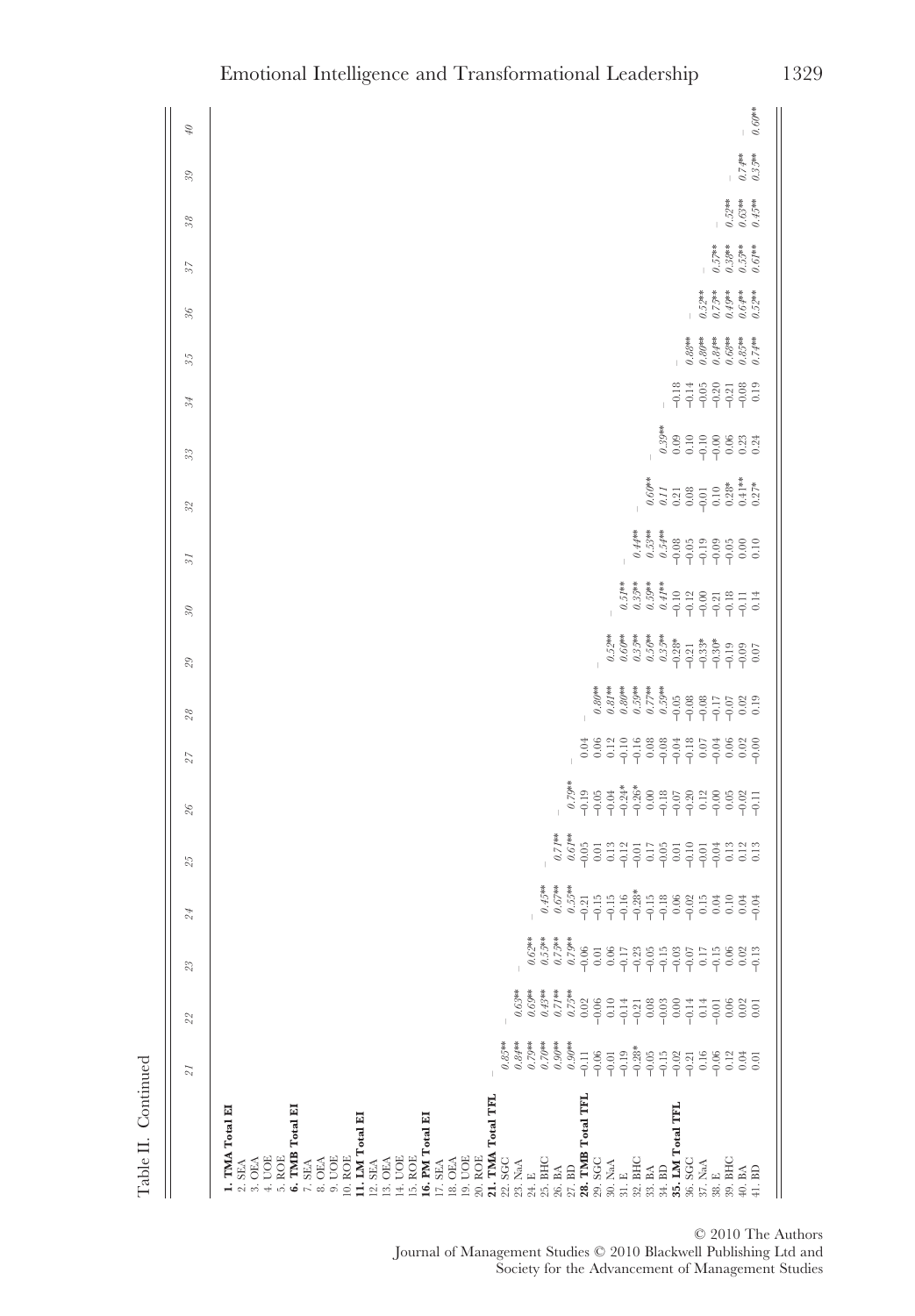Table II. Continued

| | 21 | 22 | 23 | 24 | 25 | 26 | 27 | 28 | 29 | 30 | 31 | 32 | 33 | 34 | 35 | 36 | 37 | 38 | 39 | 40 |
|---|---|---|---|---|---|---|---|---|---|---|---|---|---|---|---|---|---|---|---|---|
| **1. TMA Total EI** | | | | | | | | | | | | | | | | | | | | |
| 2. SEA | | | | | | | | | | | | | | | | | | | | |
| 3. OEA | | | | | | | | | | | | | | | | | | | | |
| 4. UOE | | | | | | | | | | | | | | | | | | | | |
| 5. ROE | | | | | | | | | | | | | | | | | | | | |
| **6. TMB Total EI** | | | | | | | | | | | | | | | | | | | | |
| 7. SEA | | | | | | | | | | | | | | | | | | | | |
| 8. OEA | | | | | | | | | | | | | | | | | | | | |
| 9. UOE | | | | | | | | | | | | | | | | | | | | |
| 10. ROE | | | | | | | | | | | | | | | | | | | | |
| **11. LM Total EI** | | | | | | | | | | | | | | | | | | | | |
| 12. SEA | | | | | | | | | | | | | | | | | | | | |
| 13. OEA | | | | | | | | | | | | | | | | | | | | |
| 14. UOE | | | | | | | | | | | | | | | | | | | | |
| 15. ROE | | | | | | | | | | | | | | | | | | | | |
| **16. PM Total EI** | | | | | | | | | | | | | | | | | | | | |
| 17. SEA | | | | | | | | | | | | | | | | | | | | |
| 18. OEA | | | | | | | | | | | | | | | | | | | | |
| 19. UOE | | | | | | | | | | | | | | | | | | | | |
| 20. ROE | | | | | | | | | | | | | | | | | | | | |
| **21. TMA Total TFL** | – | | | | | | | | | | | | | | | | | | | |
| 22. SGC | *0.85*** | – | | | | | | | | | | | | | | | | | | |
| 23. NaA | *0.84*** | *0.63*** | – | | | | | | | | | | | | | | | | | |
| 24. E | *0.79*** | *0.69*** | *0.62*** | – | | | | | | | | | | | | | | | | |
| 25. BHC | *0.70*** | *0.43*** | *0.55*** | *0.45*** | – | | | | | | | | | | | | | | | |
| 26. BA | *0.90*** | *0.71*** | *0.75*** | *0.67*** | *0.71*** | – | | | | | | | | | | | | | | |
| 27. BD | *0.90*** | *0.75*** | *0.79*** | *0.55*** | *0.61*** | *0.79*** | – | | | | | | | | | | | | | |
| **28. TMB Total TFL** | –0.11 | 0.02 | –0.06 | –0.21 | –0.05 | –0.19 | 0.04 | – | | | | | | | | | | | | |
| 29. SGC | –0.06 | –0.06 | 0.01 | –0.15 | 0.01 | –0.05 | 0.06 | *0.80*** | – | | | | | | | | | | | |
| 30. NaA | –0.01 | 0.10 | 0.06 | –0.15 | 0.13 | –0.04 | 0.12 | *0.81*** | *0.52*** | – | | | | | | | | | | |
| 31. E | –0.19 | –0.14 | –0.17 | –0.16 | –0.12 | –0.24* | –0.10 | *0.80*** | *0.60*** | *0.51*** | – | | | | | | | | | |
| 32. BHC | –0.28* | –0.21 | –0.23 | –0.28* | –0.01 | –0.26* | –0.16 | *0.59*** | *0.35*** | *0.35*** | *0.44*** | – | | | | | | | | |
| 33. BA | –0.05 | 0.08 | –0.05 | –0.15 | 0.17 | 0.00 | 0.08 | *0.77*** | *0.56*** | *0.59*** | *0.53*** | *0.60*** | – | | | | | | | |
| 34. BD | –0.15 | –0.03 | –0.15 | –0.18 | –0.05 | –0.18 | –0.08 | *0.59*** | *0.35*** | *0.41*** | *0.54*** | *0.11* | *0.39*** | – | | | | | | |
| **35. LM Total TFL** | –0.02 | 0.00 | –0.03 | 0.06 | 0.01 | –0.07 | –0.04 | –0.05 | –0.28* | –0.10 | –0.08 | 0.21 | 0.09 | –0.18 | – | | | | | |
| 36. SGC | –0.21 | –0.14 | –0.07 | –0.02 | –0.10 | –0.20 | –0.18 | –0.08 | –0.21 | –0.12 | –0.05 | 0.08 | 0.10 | –0.14 | *0.88*** | – | | | | |
| 37. NaA | 0.16 | 0.14 | 0.17 | 0.15 | –0.01 | 0.12 | 0.07 | –0.08 | –0.33* | –0.00 | –0.19 | –0.01 | –0.10 | –0.05 | *0.80*** | *0.52*** | – | | | |
| 38. E | –0.06 | –0.01 | –0.15 | 0.04 | –0.04 | –0.00 | –0.04 | –0.17 | –0.30* | –0.21 | –0.09 | 0.10 | –0.00 | –0.20 | *0.84*** | *0.73*** | *0.57*** | – | | |
| 39. BHC | 0.12 | 0.06 | 0.06 | 0.10 | 0.13 | 0.05 | 0.06 | –0.07 | –0.19 | –0.18 | –0.05 | 0.28* | 0.06 | –0.21 | *0.68*** | *0.49*** | *0.38*** | *0.52*** | – | |
| 40. BA | 0.04 | 0.02 | 0.02 | 0.04 | 0.12 | –0.02 | 0.02 | 0.02 | –0.09 | –0.11 | 0.00 | 0.41** | 0.23 | –0.08 | *0.85*** | *0.64*** | *0.55*** | *0.63*** | *0.74*** | – |
| 41. BD | 0.01 | 0.01 | –0.13 | –0.04 | 0.13 | –0.11 | –0.00 | 0.19 | 0.07 | 0.14 | 0.10 | 0.27* | 0.24 | 0.19 | *0.74*** | *0.52*** | *0.61*** | *0.45*** | *0.37*** | *0.60*** |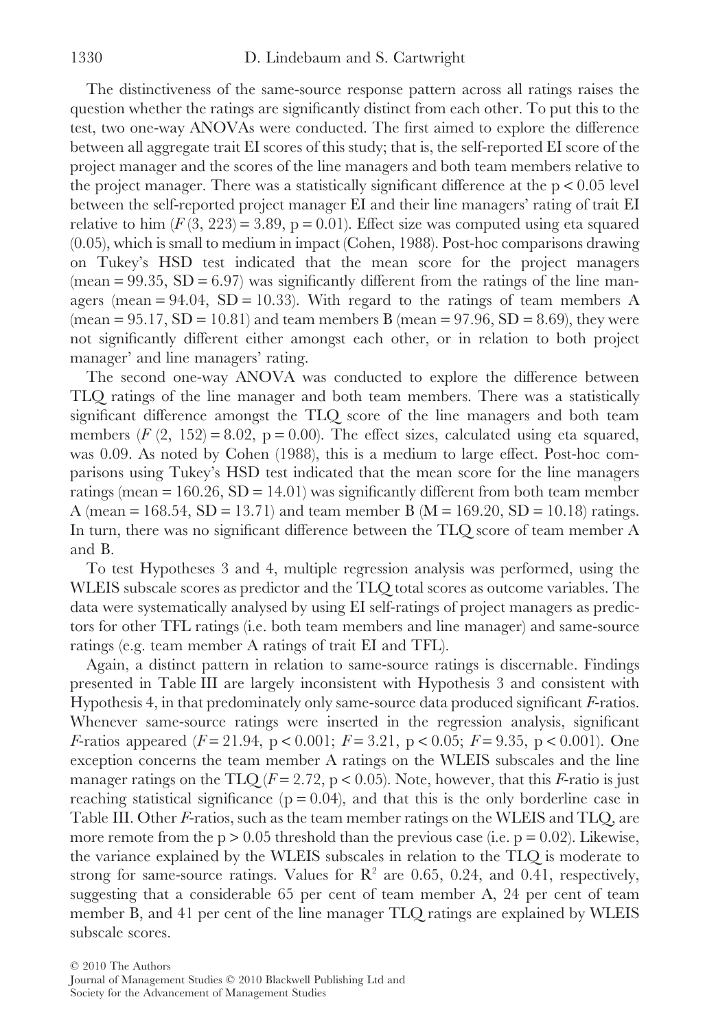The distinctiveness of the same-source response pattern across all ratings raises the question whether the ratings are significantly distinct from each other. To put this to the test, two one-way ANOVAs were conducted. The first aimed to explore the difference between all aggregate trait EI scores of this study; that is, the self-reported EI score of the project manager and the scores of the line managers and both team members relative to the project manager. There was a statistically significant difference at the $p < 0.05$ level between the self-reported project manager EI and their line managers' rating of trait EI relative to him ($F(3, 223) = 3.89$, $p = 0.01$). Effect size was computed using eta squared (0.05), which is small to medium in impact (Cohen, 1988). Post-hoc comparisons drawing on Tukey's HSD test indicated that the mean score for the project managers (mean = 99.35, SD = 6.97) was significantly different from the ratings of the line managers (mean = 94.04, SD = 10.33). With regard to the ratings of team members A (mean = 95.17, SD = 10.81) and team members B (mean = 97.96, SD = 8.69), they were not significantly different either amongst each other, or in relation to both project manager' and line managers' rating.

The second one-way ANOVA was conducted to explore the difference between TLQ ratings of the line manager and both team members. There was a statistically significant difference amongst the TLQ score of the line managers and both team members ($F(2, 152) = 8.02$, $p = 0.00$). The effect sizes, calculated using eta squared, was 0.09. As noted by Cohen (1988), this is a medium to large effect. Post-hoc comparisons using Tukey's HSD test indicated that the mean score for the line managers ratings (mean = 160.26, SD = 14.01) was significantly different from both team member A (mean = 168.54, SD = 13.71) and team member B (M = 169.20, SD = 10.18) ratings. In turn, there was no significant difference between the TLQ score of team member A and B.

To test Hypotheses 3 and 4, multiple regression analysis was performed, using the WLEIS subscale scores as predictor and the TLQ total scores as outcome variables. The data were systematically analysed by using EI self-ratings of project managers as predictors for other TFL ratings (i.e. both team members and line manager) and same-source ratings (e.g. team member A ratings of trait EI and TFL).

Again, a distinct pattern in relation to same-source ratings is discernable. Findings presented in Table III are largely inconsistent with Hypothesis 3 and consistent with Hypothesis 4, in that predominately only same-source data produced significant *F*-ratios. Whenever same-source ratings were inserted in the regression analysis, significant *F*-ratios appeared ($F = 21.94$, $p < 0.001$; $F = 3.21$, $p < 0.05$; $F = 9.35$, $p < 0.001$). One exception concerns the team member A ratings on the WLEIS subscales and the line manager ratings on the TLQ ($F = 2.72$, $p < 0.05$). Note, however, that this *F*-ratio is just reaching statistical significance ($p = 0.04$), and that this is the only borderline case in Table III. Other *F*-ratios, such as the team member ratings on the WLEIS and TLQ, are more remote from the $p > 0.05$ threshold than the previous case (i.e. $p = 0.02$). Likewise, the variance explained by the WLEIS subscales in relation to the TLQ is moderate to strong for same-source ratings. Values for $R^2$ are 0.65, 0.24, and 0.41, respectively, suggesting that a considerable 65 per cent of team member A, 24 per cent of team member B, and 41 per cent of the line manager TLQ ratings are explained by WLEIS subscale scores.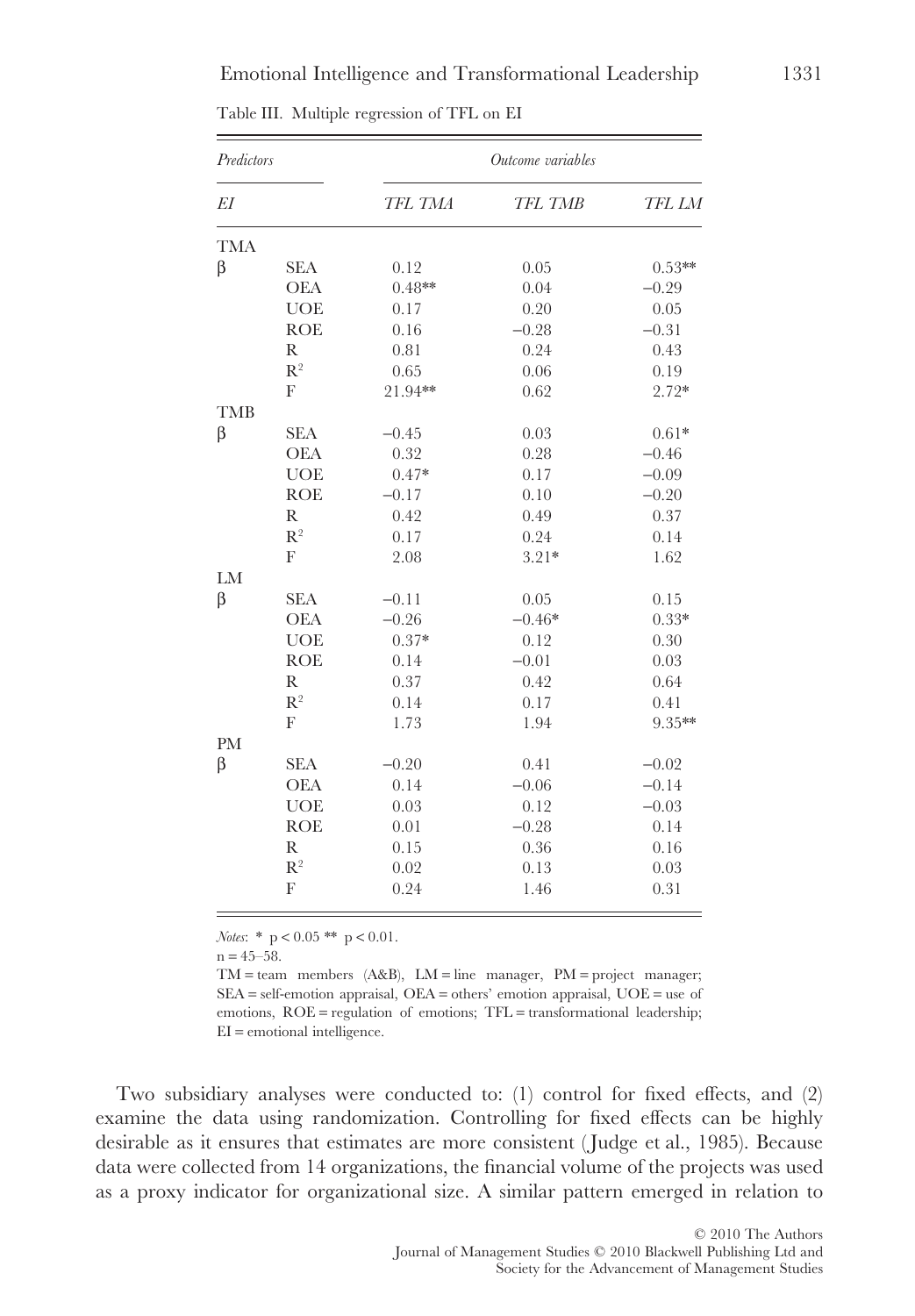Table III. Multiple regression of TFL on EI

| *Predictors* | | *Outcome variables* | | |
|---|---|---|---|---|
| *EI* | | *TFL TMA* | *TFL TMB* | *TFL LM* |
| TMA | | | | |
| β | SEA | 0.12 | 0.05 | 0.53** |
| | OEA | 0.48** | 0.04 | −0.29 |
| | UOE | 0.17 | 0.20 | 0.05 |
| | ROE | 0.16 | −0.28 | −0.31 |
| | R | 0.81 | 0.24 | 0.43 |
| | $R^2$ | 0.65 | 0.06 | 0.19 |
| | F | 21.94** | 0.62 | 2.72* |
| TMB | | | | |
| β | SEA | −0.45 | 0.03 | 0.61* |
| | OEA | 0.32 | 0.28 | −0.46 |
| | UOE | 0.47* | 0.17 | −0.09 |
| | ROE | −0.17 | 0.10 | −0.20 |
| | R | 0.42 | 0.49 | 0.37 |
| | $R^2$ | 0.17 | 0.24 | 0.14 |
| | F | 2.08 | 3.21* | 1.62 |
| LM | | | | |
| β | SEA | −0.11 | 0.05 | 0.15 |
| | OEA | −0.26 | −0.46* | 0.33* |
| | UOE | 0.37* | 0.12 | 0.30 |
| | ROE | 0.14 | −0.01 | 0.03 |
| | R | 0.37 | 0.42 | 0.64 |
| | $R^2$ | 0.14 | 0.17 | 0.41 |
| | F | 1.73 | 1.94 | 9.35** |
| PM | | | | |
| β | SEA | −0.20 | 0.41 | −0.02 |
| | OEA | 0.14 | −0.06 | −0.14 |
| | UOE | 0.03 | 0.12 | −0.03 |
| | ROE | 0.01 | −0.28 | 0.14 |
| | R | 0.15 | 0.36 | 0.16 |
| | $R^2$ | 0.02 | 0.13 | 0.03 |
| | F | 0.24 | 1.46 | 0.31 |

*Notes*: * $p < 0.05$ ** $p < 0.01$.

n = 45–58.

TM = team members (A&B), LM = line manager, PM = project manager; SEA = self-emotion appraisal, OEA = others' emotion appraisal, UOE = use of emotions, ROE = regulation of emotions; TFL = transformational leadership; EI = emotional intelligence.

Two subsidiary analyses were conducted to: (1) control for fixed effects, and (2) examine the data using randomization. Controlling for fixed effects can be highly desirable as it ensures that estimates are more consistent (Judge et al., 1985). Because data were collected from 14 organizations, the financial volume of the projects was used as a proxy indicator for organizational size. A similar pattern emerged in relation to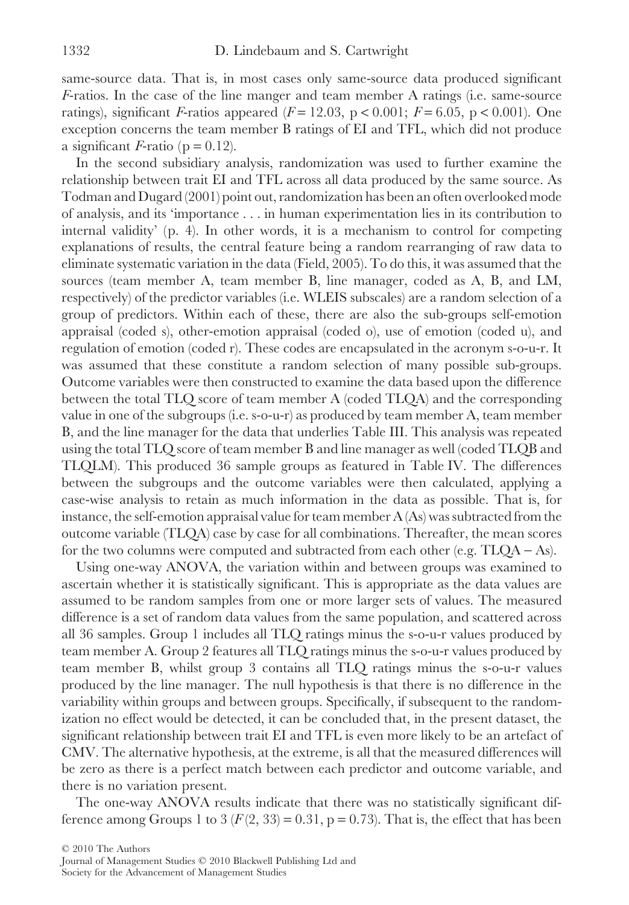same-source data. That is, in most cases only same-source data produced significant $F$-ratios. In the case of the line manger and team member A ratings (i.e. same-source ratings), significant $F$-ratios appeared ($F = 12.03$, $p < 0.001$; $F = 6.05$, $p < 0.001$). One exception concerns the team member B ratings of EI and TFL, which did not produce a significant $F$-ratio ($p = 0.12$).

In the second subsidiary analysis, randomization was used to further examine the relationship between trait EI and TFL across all data produced by the same source. As Todman and Dugard (2001) point out, randomization has been an often overlooked mode of analysis, and its 'importance . . . in human experimentation lies in its contribution to internal validity' (p. 4). In other words, it is a mechanism to control for competing explanations of results, the central feature being a random rearranging of raw data to eliminate systematic variation in the data (Field, 2005). To do this, it was assumed that the sources (team member A, team member B, line manager, coded as A, B, and LM, respectively) of the predictor variables (i.e. WLEIS subscales) are a random selection of a group of predictors. Within each of these, there are also the sub-groups self-emotion appraisal (coded s), other-emotion appraisal (coded o), use of emotion (coded u), and regulation of emotion (coded r). These codes are encapsulated in the acronym s-o-u-r. It was assumed that these constitute a random selection of many possible sub-groups. Outcome variables were then constructed to examine the data based upon the difference between the total TLQ score of team member A (coded TLQA) and the corresponding value in one of the subgroups (i.e. s-o-u-r) as produced by team member A, team member B, and the line manager for the data that underlies Table III. This analysis was repeated using the total TLQ score of team member B and line manager as well (coded TLQB and TLQLM). This produced 36 sample groups as featured in Table IV. The differences between the subgroups and the outcome variables were then calculated, applying a case-wise analysis to retain as much information in the data as possible. That is, for instance, the self-emotion appraisal value for team member A (As) was subtracted from the outcome variable (TLQA) case by case for all combinations. Thereafter, the mean scores for the two columns were computed and subtracted from each other (e.g. TLQA – As).

Using one-way ANOVA, the variation within and between groups was examined to ascertain whether it is statistically significant. This is appropriate as the data values are assumed to be random samples from one or more larger sets of values. The measured difference is a set of random data values from the same population, and scattered across all 36 samples. Group 1 includes all TLQ ratings minus the s-o-u-r values produced by team member A. Group 2 features all TLQ ratings minus the s-o-u-r values produced by team member B, whilst group 3 contains all TLQ ratings minus the s-o-u-r values produced by the line manager. The null hypothesis is that there is no difference in the variability within groups and between groups. Specifically, if subsequent to the randomization no effect would be detected, it can be concluded that, in the present dataset, the significant relationship between trait EI and TFL is even more likely to be an artefact of CMV. The alternative hypothesis, at the extreme, is all that the measured differences will be zero as there is a perfect match between each predictor and outcome variable, and there is no variation present.

The one-way ANOVA results indicate that there was no statistically significant difference among Groups 1 to 3 ($F(2, 33) = 0.31$, $p = 0.73$). That is, the effect that has been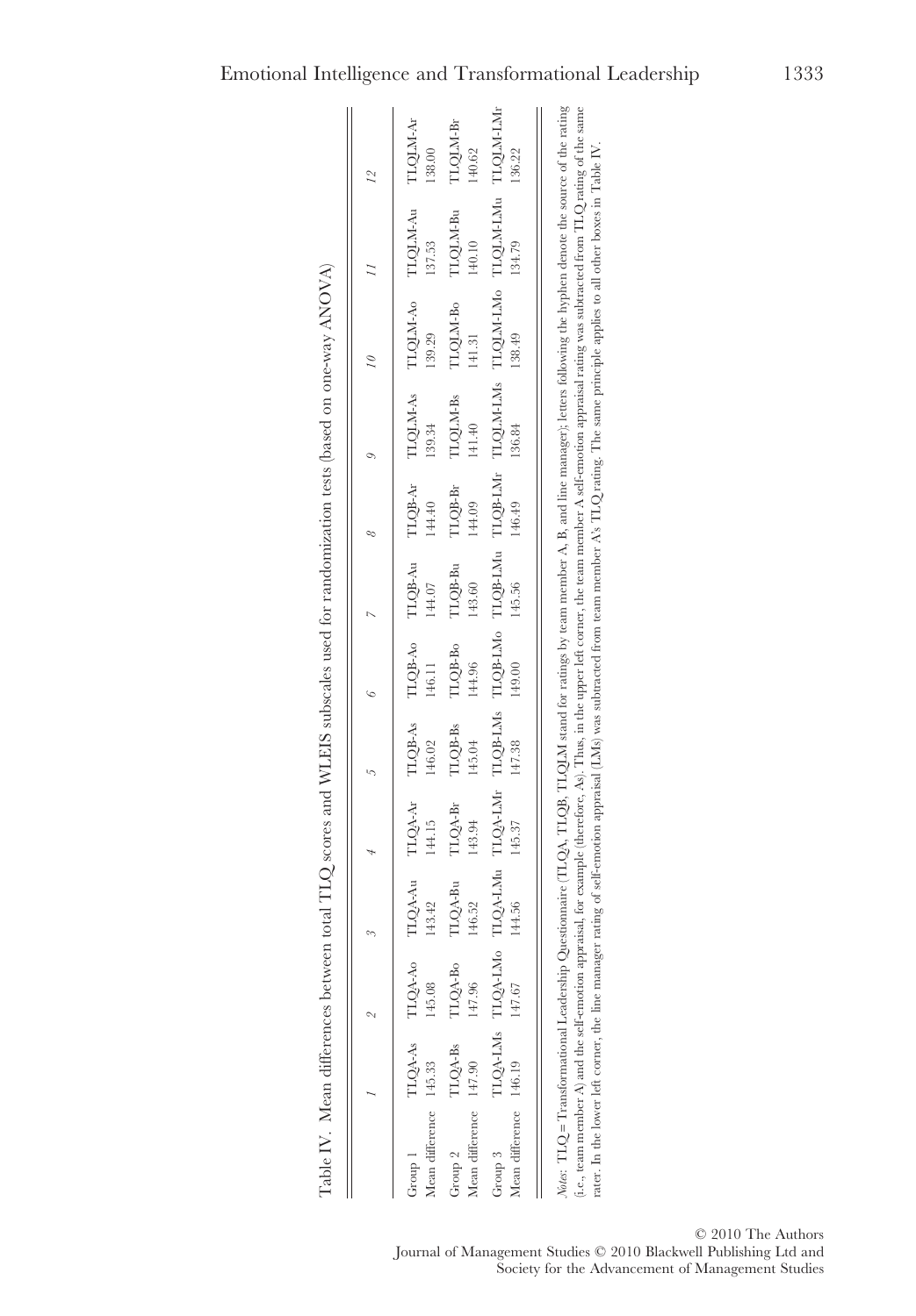Table IV. Mean differences between total TLQ scores and WLEIS subscales used for randomization tests (based on one-way ANOVA)

| | 1 | 2 | 3 | 4 | 5 | 6 | 7 | 8 | 9 | 10 | 11 | 12 |
|---|---|---|---|---|---|---|---|---|---|---|---|---|
| Group 1 | TLQA-As | TLQA-Ao | TLQA-Au | TLQA-Ar | TLQB-As | TLQB-Ao | TLQB-Au | TLQB-Ar | TLQLM-As | TLQLM-Ao | TLQLM-Au | TLQLM-Ar |
| Mean difference | 145.33 | 145.08 | 143.42 | 144.15 | 146.02 | 146.11 | 144.07 | 144.40 | 139.34 | 139.29 | 137.53 | 138.00 |
| Group 2 | TLQA-Bs | TLQA-Bo | TLQA-Bu | TLQA-Br | TLQB-Bs | TLQB-Bo | TLQB-Bu | TLQB-Br | TLQLM-Bs | TLQLM-Bo | TLQLM-Bu | TLQLM-Br |
| Mean difference | 147.90 | 147.96 | 146.52 | 143.94 | 145.04 | 144.96 | 143.60 | 144.09 | 141.40 | 141.31 | 140.10 | 140.62 |
| Group 3 | TLQA-LMs | TLQA-LMo | TLQA-LMu | TLQA-LMr | TLQB-LMs | TLQB-LMo | TLQB-LMu | TLQB-LMr | TLQLM-LMs | TLQLM-LMo | TLQLM-LMu | TLQLM-LMr |
| Mean difference | 146.19 | 147.67 | 144.56 | 145.37 | 147.38 | 149.00 | 145.56 | 146.49 | 136.84 | 138.49 | 134.79 | 136.22 |

*Notes:* TLQ = Transformational Leadership Questionnaire (TLQA, TLQB, TLQLM stand for ratings by team member A, B, and line manager); letters following the hyphen denote the source of the rating (i.e., team member A) and the self-emotion appraisal, for example (therefore, As). Thus, in the upper left corner, the team member A self-emotion appraisal rating was subtracted from TLQ rating of the same rater. In the lower left corner, the line manager rating of self-emotion appraisal (LMs) was subtracted from team member A's TLQ rating. The same principle applies to all other boxes in Table IV.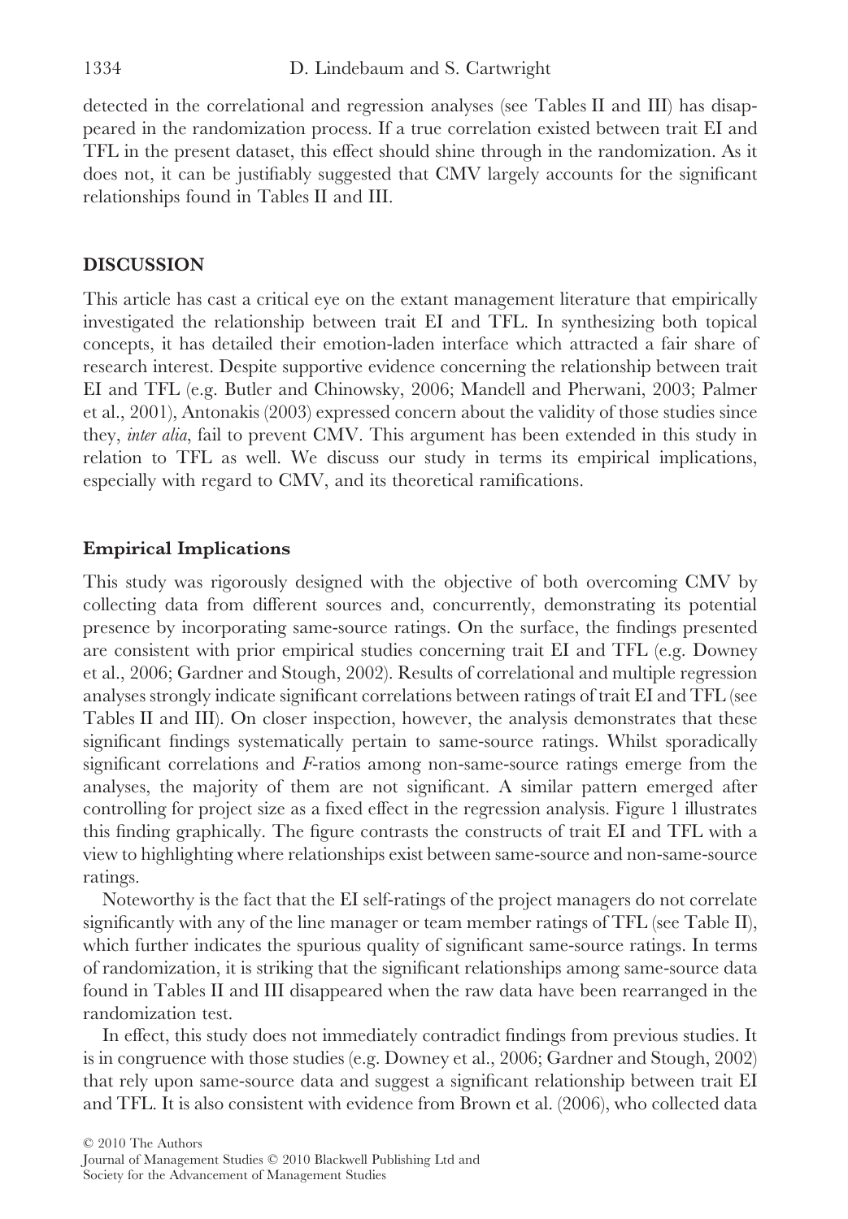detected in the correlational and regression analyses (see Tables II and III) has disappeared in the randomization process. If a true correlation existed between trait EI and TFL in the present dataset, this effect should shine through in the randomization. As it does not, it can be justifiably suggested that CMV largely accounts for the significant relationships found in Tables II and III.

## DISCUSSION

This article has cast a critical eye on the extant management literature that empirically investigated the relationship between trait EI and TFL. In synthesizing both topical concepts, it has detailed their emotion-laden interface which attracted a fair share of research interest. Despite supportive evidence concerning the relationship between trait EI and TFL (e.g. Butler and Chinowsky, 2006; Mandell and Pherwani, 2003; Palmer et al., 2001), Antonakis (2003) expressed concern about the validity of those studies since they, *inter alia*, fail to prevent CMV. This argument has been extended in this study in relation to TFL as well. We discuss our study in terms its empirical implications, especially with regard to CMV, and its theoretical ramifications.

### Empirical Implications

This study was rigorously designed with the objective of both overcoming CMV by collecting data from different sources and, concurrently, demonstrating its potential presence by incorporating same-source ratings. On the surface, the findings presented are consistent with prior empirical studies concerning trait EI and TFL (e.g. Downey et al., 2006; Gardner and Stough, 2002). Results of correlational and multiple regression analyses strongly indicate significant correlations between ratings of trait EI and TFL (see Tables II and III). On closer inspection, however, the analysis demonstrates that these significant findings systematically pertain to same-source ratings. Whilst sporadically significant correlations and *F*-ratios among non-same-source ratings emerge from the analyses, the majority of them are not significant. A similar pattern emerged after controlling for project size as a fixed effect in the regression analysis. Figure 1 illustrates this finding graphically. The figure contrasts the constructs of trait EI and TFL with a view to highlighting where relationships exist between same-source and non-same-source ratings.

Noteworthy is the fact that the EI self-ratings of the project managers do not correlate significantly with any of the line manager or team member ratings of TFL (see Table II), which further indicates the spurious quality of significant same-source ratings. In terms of randomization, it is striking that the significant relationships among same-source data found in Tables II and III disappeared when the raw data have been rearranged in the randomization test.

In effect, this study does not immediately contradict findings from previous studies. It is in congruence with those studies (e.g. Downey et al., 2006; Gardner and Stough, 2002) that rely upon same-source data and suggest a significant relationship between trait EI and TFL. It is also consistent with evidence from Brown et al. (2006), who collected data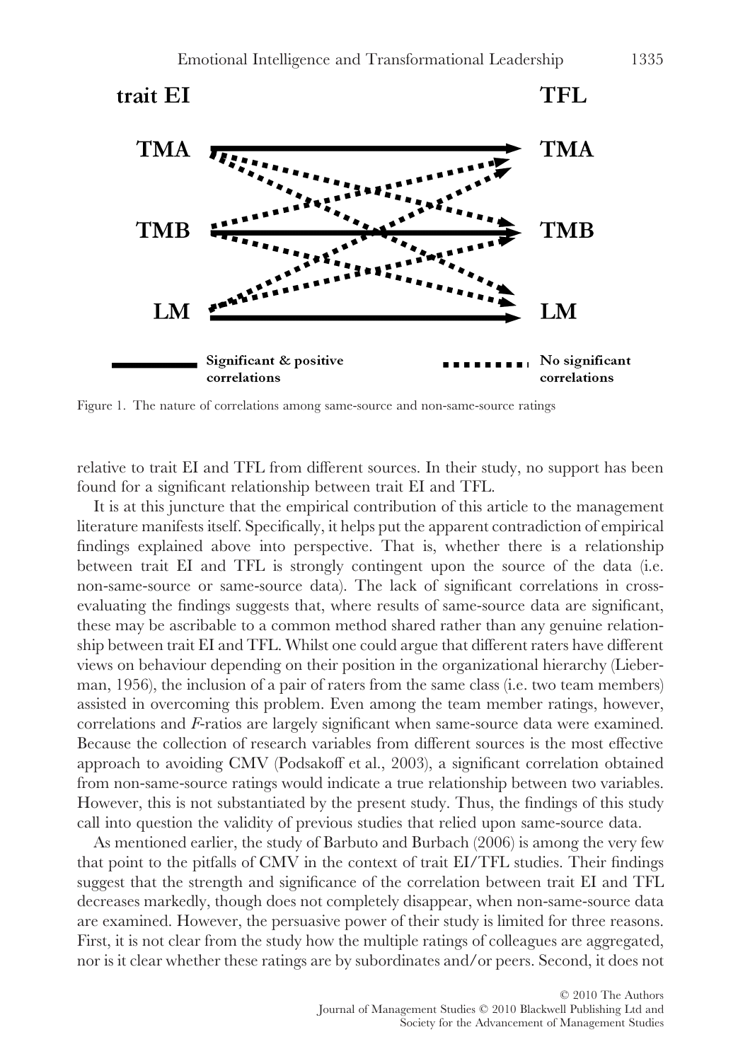trait EI TFL

TMA TMA

TMB TMB

LM LM

Significant & positive correlations — No significant correlations

Figure 1. The nature of correlations among same-source and non-same-source ratings

relative to trait EI and TFL from different sources. In their study, no support has been found for a significant relationship between trait EI and TFL.

It is at this juncture that the empirical contribution of this article to the management literature manifests itself. Specifically, it helps put the apparent contradiction of empirical findings explained above into perspective. That is, whether there is a relationship between trait EI and TFL is strongly contingent upon the source of the data (i.e. non-same-source or same-source data). The lack of significant correlations in cross-evaluating the findings suggests that, where results of same-source data are significant, these may be ascribable to a common method shared rather than any genuine relationship between trait EI and TFL. Whilst one could argue that different raters have different views on behaviour depending on their position in the organizational hierarchy (Lieberman, 1956), the inclusion of a pair of raters from the same class (i.e. two team members) assisted in overcoming this problem. Even among the team member ratings, however, correlations and *F*-ratios are largely significant when same-source data were examined. Because the collection of research variables from different sources is the most effective approach to avoiding CMV (Podsakoff et al., 2003), a significant correlation obtained from non-same-source ratings would indicate a true relationship between two variables. However, this is not substantiated by the present study. Thus, the findings of this study call into question the validity of previous studies that relied upon same-source data.

As mentioned earlier, the study of Barbuto and Burbach (2006) is among the very few that point to the pitfalls of CMV in the context of trait EI/TFL studies. Their findings suggest that the strength and significance of the correlation between trait EI and TFL decreases markedly, though does not completely disappear, when non-same-source data are examined. However, the persuasive power of their study is limited for three reasons. First, it is not clear from the study how the multiple ratings of colleagues are aggregated, nor is it clear whether these ratings are by subordinates and/or peers. Second, it does not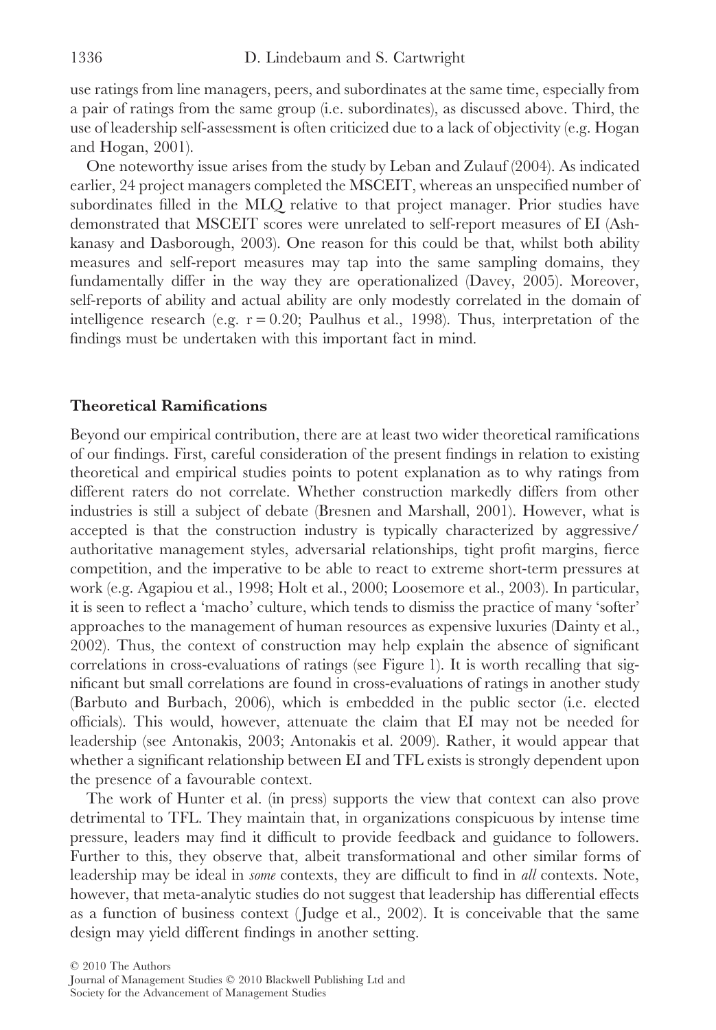use ratings from line managers, peers, and subordinates at the same time, especially from a pair of ratings from the same group (i.e. subordinates), as discussed above. Third, the use of leadership self-assessment is often criticized due to a lack of objectivity (e.g. Hogan and Hogan, 2001).

One noteworthy issue arises from the study by Leban and Zulauf (2004). As indicated earlier, 24 project managers completed the MSCEIT, whereas an unspecified number of subordinates filled in the MLQ relative to that project manager. Prior studies have demonstrated that MSCEIT scores were unrelated to self-report measures of EI (Ashkanasy and Dasborough, 2003). One reason for this could be that, whilst both ability measures and self-report measures may tap into the same sampling domains, they fundamentally differ in the way they are operationalized (Davey, 2005). Moreover, self-reports of ability and actual ability are only modestly correlated in the domain of intelligence research (e.g. $r = 0.20$; Paulhus et al., 1998). Thus, interpretation of the findings must be undertaken with this important fact in mind.

### Theoretical Ramifications

Beyond our empirical contribution, there are at least two wider theoretical ramifications of our findings. First, careful consideration of the present findings in relation to existing theoretical and empirical studies points to potent explanation as to why ratings from different raters do not correlate. Whether construction markedly differs from other industries is still a subject of debate (Bresnen and Marshall, 2001). However, what is accepted is that the construction industry is typically characterized by aggressive/authoritative management styles, adversarial relationships, tight profit margins, fierce competition, and the imperative to be able to react to extreme short-term pressures at work (e.g. Agapiou et al., 1998; Holt et al., 2000; Loosemore et al., 2003). In particular, it is seen to reflect a 'macho' culture, which tends to dismiss the practice of many 'softer' approaches to the management of human resources as expensive luxuries (Dainty et al., 2002). Thus, the context of construction may help explain the absence of significant correlations in cross-evaluations of ratings (see Figure 1). It is worth recalling that significant but small correlations are found in cross-evaluations of ratings in another study (Barbuto and Burbach, 2006), which is embedded in the public sector (i.e. elected officials). This would, however, attenuate the claim that EI may not be needed for leadership (see Antonakis, 2003; Antonakis et al. 2009). Rather, it would appear that whether a significant relationship between EI and TFL exists is strongly dependent upon the presence of a favourable context.

The work of Hunter et al. (in press) supports the view that context can also prove detrimental to TFL. They maintain that, in organizations conspicuous by intense time pressure, leaders may find it difficult to provide feedback and guidance to followers. Further to this, they observe that, albeit transformational and other similar forms of leadership may be ideal in *some* contexts, they are difficult to find in *all* contexts. Note, however, that meta-analytic studies do not suggest that leadership has differential effects as a function of business context (Judge et al., 2002). It is conceivable that the same design may yield different findings in another setting.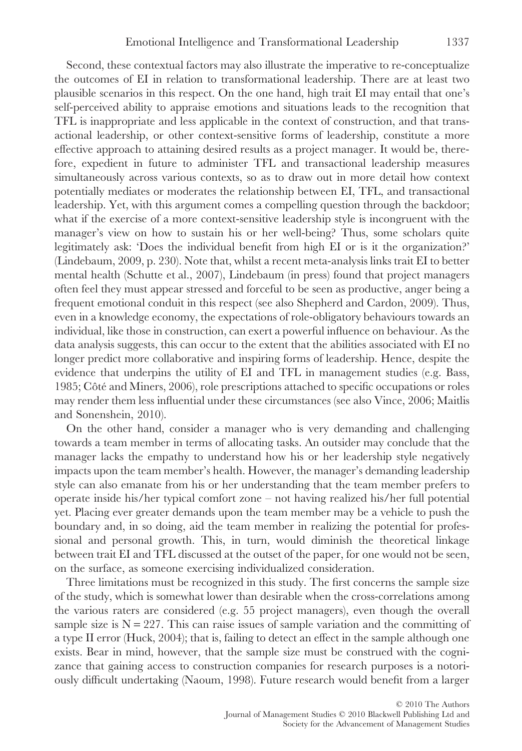Second, these contextual factors may also illustrate the imperative to re-conceptualize the outcomes of EI in relation to transformational leadership. There are at least two plausible scenarios in this respect. On the one hand, high trait EI may entail that one's self-perceived ability to appraise emotions and situations leads to the recognition that TFL is inappropriate and less applicable in the context of construction, and that transactional leadership, or other context-sensitive forms of leadership, constitute a more effective approach to attaining desired results as a project manager. It would be, therefore, expedient in future to administer TFL and transactional leadership measures simultaneously across various contexts, so as to draw out in more detail how context potentially mediates or moderates the relationship between EI, TFL, and transactional leadership. Yet, with this argument comes a compelling question through the backdoor; what if the exercise of a more context-sensitive leadership style is incongruent with the manager's view on how to sustain his or her well-being? Thus, some scholars quite legitimately ask: 'Does the individual benefit from high EI or is it the organization?' (Lindebaum, 2009, p. 230). Note that, whilst a recent meta-analysis links trait EI to better mental health (Schutte et al., 2007), Lindebaum (in press) found that project managers often feel they must appear stressed and forceful to be seen as productive, anger being a frequent emotional conduit in this respect (see also Shepherd and Cardon, 2009). Thus, even in a knowledge economy, the expectations of role-obligatory behaviours towards an individual, like those in construction, can exert a powerful influence on behaviour. As the data analysis suggests, this can occur to the extent that the abilities associated with EI no longer predict more collaborative and inspiring forms of leadership. Hence, despite the evidence that underpins the utility of EI and TFL in management studies (e.g. Bass, 1985; Côté and Miners, 2006), role prescriptions attached to specific occupations or roles may render them less influential under these circumstances (see also Vince, 2006; Maitlis and Sonenshein, 2010).

On the other hand, consider a manager who is very demanding and challenging towards a team member in terms of allocating tasks. An outsider may conclude that the manager lacks the empathy to understand how his or her leadership style negatively impacts upon the team member's health. However, the manager's demanding leadership style can also emanate from his or her understanding that the team member prefers to operate inside his/her typical comfort zone – not having realized his/her full potential yet. Placing ever greater demands upon the team member may be a vehicle to push the boundary and, in so doing, aid the team member in realizing the potential for professional and personal growth. This, in turn, would diminish the theoretical linkage between trait EI and TFL discussed at the outset of the paper, for one would not be seen, on the surface, as someone exercising individualized consideration.

Three limitations must be recognized in this study. The first concerns the sample size of the study, which is somewhat lower than desirable when the cross-correlations among the various raters are considered (e.g. 55 project managers), even though the overall sample size is $N = 227$. This can raise issues of sample variation and the committing of a type II error (Huck, 2004); that is, failing to detect an effect in the sample although one exists. Bear in mind, however, that the sample size must be construed with the cognizance that gaining access to construction companies for research purposes is a notoriously difficult undertaking (Naoum, 1998). Future research would benefit from a larger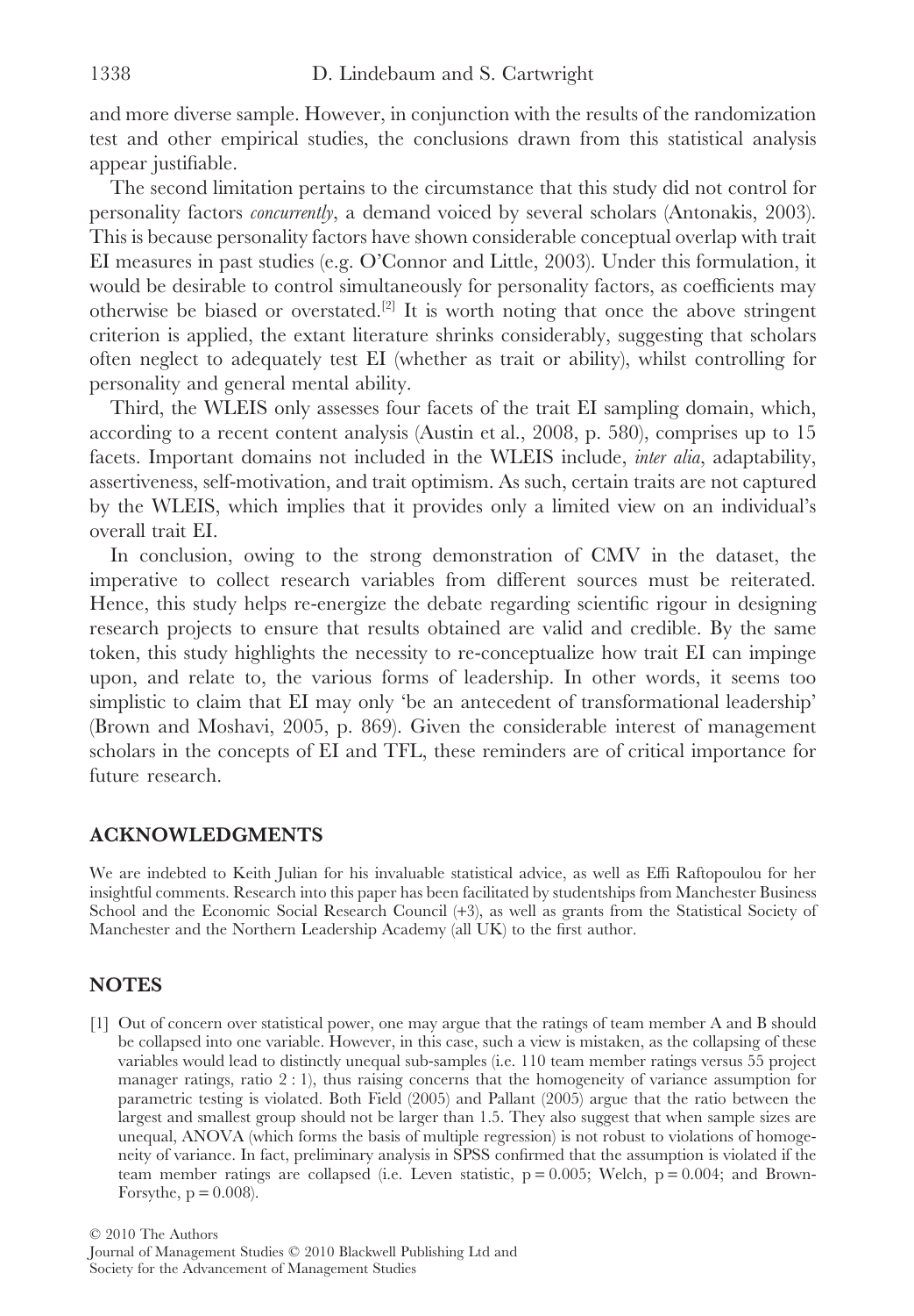and more diverse sample. However, in conjunction with the results of the randomization test and other empirical studies, the conclusions drawn from this statistical analysis appear justifiable.

The second limitation pertains to the circumstance that this study did not control for personality factors *concurrently*, a demand voiced by several scholars (Antonakis, 2003). This is because personality factors have shown considerable conceptual overlap with trait EI measures in past studies (e.g. O'Connor and Little, 2003). Under this formulation, it would be desirable to control simultaneously for personality factors, as coefficients may otherwise be biased or overstated.[2] It is worth noting that once the above stringent criterion is applied, the extant literature shrinks considerably, suggesting that scholars often neglect to adequately test EI (whether as trait or ability), whilst controlling for personality and general mental ability.

Third, the WLEIS only assesses four facets of the trait EI sampling domain, which, according to a recent content analysis (Austin et al., 2008, p. 580), comprises up to 15 facets. Important domains not included in the WLEIS include, *inter alia*, adaptability, assertiveness, self-motivation, and trait optimism. As such, certain traits are not captured by the WLEIS, which implies that it provides only a limited view on an individual's overall trait EI.

In conclusion, owing to the strong demonstration of CMV in the dataset, the imperative to collect research variables from different sources must be reiterated. Hence, this study helps re-energize the debate regarding scientific rigour in designing research projects to ensure that results obtained are valid and credible. By the same token, this study highlights the necessity to re-conceptualize how trait EI can impinge upon, and relate to, the various forms of leadership. In other words, it seems too simplistic to claim that EI may only 'be an antecedent of transformational leadership' (Brown and Moshavi, 2005, p. 869). Given the considerable interest of management scholars in the concepts of EI and TFL, these reminders are of critical importance for future research.

## ACKNOWLEDGMENTS

We are indebted to Keith Julian for his invaluable statistical advice, as well as Effi Raftopoulou for her insightful comments. Research into this paper has been facilitated by studentships from Manchester Business School and the Economic Social Research Council (+3), as well as grants from the Statistical Society of Manchester and the Northern Leadership Academy (all UK) to the first author.

## NOTES

[1] Out of concern over statistical power, one may argue that the ratings of team member A and B should be collapsed into one variable. However, in this case, such a view is mistaken, as the collapsing of these variables would lead to distinctly unequal sub-samples (i.e. 110 team member ratings versus 55 project manager ratings, ratio 2 : 1), thus raising concerns that the homogeneity of variance assumption for parametric testing is violated. Both Field (2005) and Pallant (2005) argue that the ratio between the largest and smallest group should not be larger than 1.5. They also suggest that when sample sizes are unequal, ANOVA (which forms the basis of multiple regression) is not robust to violations of homogeneity of variance. In fact, preliminary analysis in SPSS confirmed that the assumption is violated if the team member ratings are collapsed (i.e. Leven statistic, $p = 0.005$; Welch, $p = 0.004$; and Brown-Forsythe, $p = 0.008$).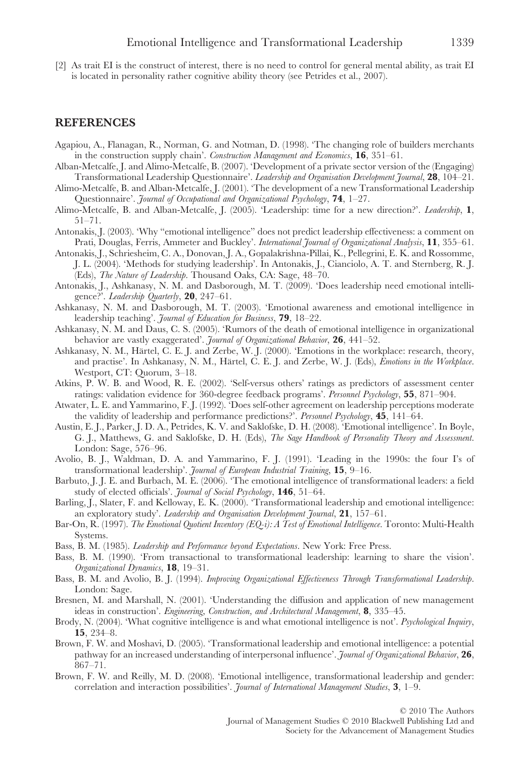[2] As trait EI is the construct of interest, there is no need to control for general mental ability, as trait EI is located in personality rather cognitive ability theory (see Petrides et al., 2007).

## REFERENCES

Agapiou, A., Flanagan, R., Norman, G. and Notman, D. (1998). 'The changing role of builders merchants in the construction supply chain'. *Construction Management and Economics*, **16**, 351–61.

Alban-Metcalfe, J. and Alimo-Metcalfe, B. (2007). 'Development of a private sector version of the (Engaging) Transformational Leadership Questionnaire'. *Leadership and Organisation Development Journal*, **28**, 104–21.

Alimo-Metcalfe, B. and Alban-Metcalfe, J. (2001). 'The development of a new Transformational Leadership Questionnaire'. *Journal of Occupational and Organizational Psychology*, **74**, 1–27.

Alimo-Metcalfe, B. and Alban-Metcalfe, J. (2005). 'Leadership: time for a new direction?'. *Leadership*, **1**, 51–71.

Antonakis, J. (2003). 'Why "emotional intelligence" does not predict leadership effectiveness: a comment on Prati, Douglas, Ferris, Ammeter and Buckley'. *International Journal of Organizational Analysis*, **11**, 355–61.

Antonakis, J., Schriesheim, C. A., Donovan, J. A., Gopalakrishna-Pillai, K., Pellegrini, E. K. and Rossomme, J. L. (2004). 'Methods for studying leadership'. In Antonakis, J., Cianciolo, A. T. and Sternberg, R. J. (Eds), *The Nature of Leadership*. Thousand Oaks, CA: Sage, 48–70.

Antonakis, J., Ashkanasy, N. M. and Dasborough, M. T. (2009). 'Does leadership need emotional intelligence?'. *Leadership Quarterly*, **20**, 247–61.

Ashkanasy, N. M. and Dasborough, M. T. (2003). 'Emotional awareness and emotional intelligence in leadership teaching'. *Journal of Education for Business*, **79**, 18–22.

Ashkanasy, N. M. and Daus, C. S. (2005). 'Rumors of the death of emotional intelligence in organizational behavior are vastly exaggerated'. *Journal of Organizational Behavior*, **26**, 441–52.

Ashkanasy, N. M., Härtel, C. E. J. and Zerbe, W. J. (2000). 'Emotions in the workplace: research, theory, and practise'. In Ashkanasy, N. M., Härtel, C. E. J. and Zerbe, W. J. (Eds), *Emotions in the Workplace*. Westport, CT: Quorum, 3–18.

Atkins, P. W. B. and Wood, R. E. (2002). 'Self-versus others' ratings as predictors of assessment center ratings: validation evidence for 360-degree feedback programs'. *Personnel Psychology*, **55**, 871–904.

Atwater, L. E. and Yammarino, F. J. (1992). 'Does self-other agreement on leadership perceptions moderate the validity of leadership and performance predictions?'. *Personnel Psychology*, **45**, 141–64.

Austin, E. J., Parker, J. D. A., Petrides, K. V. and Saklofske, D. H. (2008). 'Emotional intelligence'. In Boyle, G. J., Matthews, G. and Saklofske, D. H. (Eds), *The Sage Handbook of Personality Theory and Assessment*. London: Sage, 576–96.

Avolio, B. J., Waldman, D. A. and Yammarino, F. J. (1991). 'Leading in the 1990s: the four I's of transformational leadership'. *Journal of European Industrial Training*, **15**, 9–16.

Barbuto, J. J. E. and Burbach, M. E. (2006). 'The emotional intelligence of transformational leaders: a field study of elected officials'. *Journal of Social Psychology*, **146**, 51–64.

Barling, J., Slater, F. and Kelloway, E. K. (2000). 'Transformational leadership and emotional intelligence: an exploratory study'. *Leadership and Organisation Development Journal*, **21**, 157–61.

Bar-On, R. (1997). *The Emotional Quotient Inventory (EQ-i): A Test of Emotional Intelligence*. Toronto: Multi-Health Systems.

Bass, B. M. (1985). *Leadership and Performance beyond Expectations*. New York: Free Press.

Bass, B. M. (1990). 'From transactional to transformational leadership: learning to share the vision'. *Organizational Dynamics*, **18**, 19–31.

Bass, B. M. and Avolio, B. J. (1994). *Improving Organizational Effectiveness Through Transformational Leadership*. London: Sage.

Bresnen, M. and Marshall, N. (2001). 'Understanding the diffusion and application of new management ideas in construction'. *Engineering, Construction, and Architectural Management*, **8**, 335–45.

Brody, N. (2004). 'What cognitive intelligence is and what emotional intelligence is not'. *Psychological Inquiry*, **15**, 234–8.

Brown, F. W. and Moshavi, D. (2005). 'Transformational leadership and emotional intelligence: a potential pathway for an increased understanding of interpersonal influence'. *Journal of Organizational Behavior*, **26**, 867–71.

Brown, F. W. and Reilly, M. D. (2008). 'Emotional intelligence, transformational leadership and gender: correlation and interaction possibilities'. *Journal of International Management Studies*, **3**, 1–9.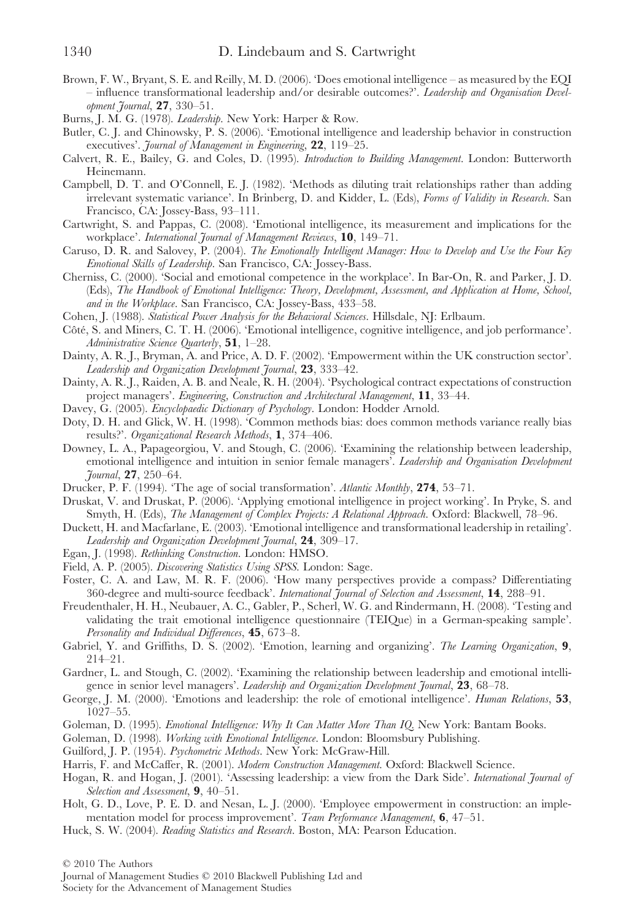Brown, F. W., Bryant, S. E. and Reilly, M. D. (2006). 'Does emotional intelligence – as measured by the EQI – influence transformational leadership and/or desirable outcomes?'. *Leadership and Organisation Development Journal*, **27**, 330–51.

Burns, J. M. G. (1978). *Leadership*. New York: Harper & Row.

Butler, C. J. and Chinowsky, P. S. (2006). 'Emotional intelligence and leadership behavior in construction executives'. *Journal of Management in Engineering*, **22**, 119–25.

Calvert, R. E., Bailey, G. and Coles, D. (1995). *Introduction to Building Management*. London: Butterworth Heinemann.

Campbell, D. T. and O'Connell, E. J. (1982). 'Methods as diluting trait relationships rather than adding irrelevant systematic variance'. In Brinberg, D. and Kidder, L. (Eds), *Forms of Validity in Research*. San Francisco, CA: Jossey-Bass, 93–111.

Cartwright, S. and Pappas, C. (2008). 'Emotional intelligence, its measurement and implications for the workplace'. *International Journal of Management Reviews*, **10**, 149–71.

Caruso, D. R. and Salovey, P. (2004). *The Emotionally Intelligent Manager: How to Develop and Use the Four Key Emotional Skills of Leadership*. San Francisco, CA: Jossey-Bass.

Cherniss, C. (2000). 'Social and emotional competence in the workplace'. In Bar-On, R. and Parker, J. D. (Eds), *The Handbook of Emotional Intelligence: Theory, Development, Assessment, and Application at Home, School, and in the Workplace*. San Francisco, CA: Jossey-Bass, 433–58.

Cohen, J. (1988). *Statistical Power Analysis for the Behavioral Sciences*. Hillsdale, NJ: Erlbaum.

Côté, S. and Miners, C. T. H. (2006). 'Emotional intelligence, cognitive intelligence, and job performance'. *Administrative Science Quarterly*, **51**, 1–28.

Dainty, A. R. J., Bryman, A. and Price, A. D. F. (2002). 'Empowerment within the UK construction sector'. *Leadership and Organization Development Journal*, **23**, 333–42.

Dainty, A. R. J., Raiden, A. B. and Neale, R. H. (2004). 'Psychological contract expectations of construction project managers'. *Engineering, Construction and Architectural Management*, **11**, 33–44.

Davey, G. (2005). *Encyclopaedic Dictionary of Psychology*. London: Hodder Arnold.

Doty, D. H. and Glick, W. H. (1998). 'Common methods bias: does common methods variance really bias results?'. *Organizational Research Methods*, **1**, 374–406.

Downey, L. A., Papageorgiou, V. and Stough, C. (2006). 'Examining the relationship between leadership, emotional intelligence and intuition in senior female managers'. *Leadership and Organisation Development Journal*, **27**, 250–64.

Drucker, P. F. (1994). 'The age of social transformation'. *Atlantic Monthly*, **274**, 53–71.

Druskat, V. and Druskat, P. (2006). 'Applying emotional intelligence in project working'. In Pryke, S. and Smyth, H. (Eds), *The Management of Complex Projects: A Relational Approach*. Oxford: Blackwell, 78–96.

Duckett, H. and Macfarlane, E. (2003). 'Emotional intelligence and transformational leadership in retailing'. *Leadership and Organization Development Journal*, **24**, 309–17.

Egan, J. (1998). *Rethinking Construction*. London: HMSO.

Field, A. P. (2005). *Discovering Statistics Using SPSS*. London: Sage.

Foster, C. A. and Law, M. R. F. (2006). 'How many perspectives provide a compass? Differentiating 360-degree and multi-source feedback'. *International Journal of Selection and Assessment*, **14**, 288–91.

Freudenthaler, H. H., Neubauer, A. C., Gabler, P., Scherl, W. G. and Rindermann, H. (2008). 'Testing and validating the trait emotional intelligence questionnaire (TEIQue) in a German-speaking sample'. *Personality and Individual Differences*, **45**, 673–8.

Gabriel, Y. and Griffiths, D. S. (2002). 'Emotion, learning and organizing'. *The Learning Organization*, **9**, 214–21.

Gardner, L. and Stough, C. (2002). 'Examining the relationship between leadership and emotional intelligence in senior level managers'. *Leadership and Organization Development Journal*, **23**, 68–78.

George, J. M. (2000). 'Emotions and leadership: the role of emotional intelligence'. *Human Relations*, **53**, 1027–55.

Goleman, D. (1995). *Emotional Intelligence: Why It Can Matter More Than IQ*. New York: Bantam Books.

Goleman, D. (1998). *Working with Emotional Intelligence*. London: Bloomsbury Publishing.

Guilford, J. P. (1954). *Psychometric Methods*. New York: McGraw-Hill.

Harris, F. and McCaffer, R. (2001). *Modern Construction Management*. Oxford: Blackwell Science.

Hogan, R. and Hogan, J. (2001). 'Assessing leadership: a view from the Dark Side'. *International Journal of Selection and Assessment*, **9**, 40–51.

Holt, G. D., Love, P. E. D. and Nesan, L. J. (2000). 'Employee empowerment in construction: an implementation model for process improvement'. *Team Performance Management*, **6**, 47–51.

Huck, S. W. (2004). *Reading Statistics and Research*. Boston, MA: Pearson Education.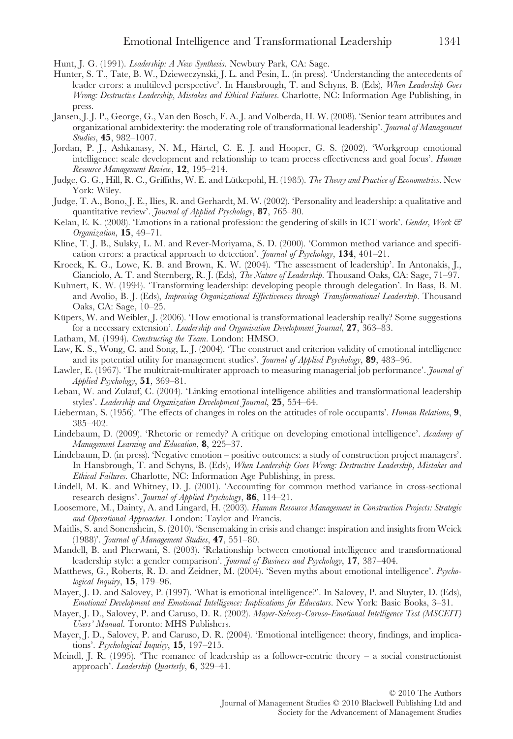Hunt, J. G. (1991). *Leadership: A New Synthesis*. Newbury Park, CA: Sage.

Hunter, S. T., Tate, B. W., Dzieweczynski, J. L. and Pesin, L. (in press). 'Understanding the antecedents of leader errors: a multilevel perspective'. In Hansbrough, T. and Schyns, B. (Eds), *When Leadership Goes Wrong: Destructive Leadership, Mistakes and Ethical Failures*. Charlotte, NC: Information Age Publishing, in press.

Jansen, J. J. P., George, G., Van den Bosch, F. A. J. and Volberda, H. W. (2008). 'Senior team attributes and organizational ambidexterity: the moderating role of transformational leadership'. *Journal of Management Studies*, **45**, 982–1007.

Jordan, P. J., Ashkanasy, N. M., Härtel, C. E. J. and Hooper, G. S. (2002). 'Workgroup emotional intelligence: scale development and relationship to team process effectiveness and goal focus'. *Human Resource Management Review*, **12**, 195–214.

Judge, G. G., Hill, R. C., Griffiths, W. E. and Lütkepohl, H. (1985). *The Theory and Practice of Econometrics*. New York: Wiley.

Judge, T. A., Bono, J. E., Ilies, R. and Gerhardt, M. W. (2002). 'Personality and leadership: a qualitative and quantitative review'. *Journal of Applied Psychology*, **87**, 765–80.

Kelan, E. K. (2008). 'Emotions in a rational profession: the gendering of skills in ICT work'. *Gender, Work & Organization*, **15**, 49–71.

Kline, T. J. B., Sulsky, L. M. and Rever-Moriyama, S. D. (2000). 'Common method variance and specification errors: a practical approach to detection'. *Journal of Psychology*, **134**, 401–21.

Kroeck, K. G., Lowe, K. B. and Brown, K. W. (2004). 'The assessment of leadership'. In Antonakis, J., Cianciolo, A. T. and Sternberg, R. J. (Eds), *The Nature of Leadership*. Thousand Oaks, CA: Sage, 71–97.

Kuhnert, K. W. (1994). 'Transforming leadership: developing people through delegation'. In Bass, B. M. and Avolio, B. J. (Eds), *Improving Organizational Effectiveness through Transformational Leadership*. Thousand Oaks, CA: Sage, 10–25.

Küpers, W. and Weibler, J. (2006). 'How emotional is transformational leadership really? Some suggestions for a necessary extension'. *Leadership and Organisation Development Journal*, **27**, 363–83.

Latham, M. (1994). *Constructing the Team*. London: HMSO.

Law, K. S., Wong, C. and Song, L. J. (2004). 'The construct and criterion validity of emotional intelligence and its potential utility for management studies'. *Journal of Applied Psychology*, **89**, 483–96.

Lawler, E. (1967). 'The multitrait-multirater approach to measuring managerial job performance'. *Journal of Applied Psychology*, **51**, 369–81.

Leban, W. and Zulauf, C. (2004). 'Linking emotional intelligence abilities and transformational leadership styles'. *Leadership and Organization Development Journal*, **25**, 554–64.

Lieberman, S. (1956). 'The effects of changes in roles on the attitudes of role occupants'. *Human Relations*, **9**, 385–402.

Lindebaum, D. (2009). 'Rhetoric or remedy? A critique on developing emotional intelligence'. *Academy of Management Learning and Education*, **8**, 225–37.

Lindebaum, D. (in press). 'Negative emotion – positive outcomes: a study of construction project managers'. In Hansbrough, T. and Schyns, B. (Eds), *When Leadership Goes Wrong: Destructive Leadership, Mistakes and Ethical Failures*. Charlotte, NC: Information Age Publishing, in press.

Lindell, M. K. and Whitney, D. J. (2001). 'Accounting for common method variance in cross-sectional research designs'. *Journal of Applied Psychology*, **86**, 114–21.

Loosemore, M., Dainty, A. and Lingard, H. (2003). *Human Resource Management in Construction Projects: Strategic and Operational Approaches*. London: Taylor and Francis.

Maitlis, S. and Sonenshein, S. (2010). 'Sensemaking in crisis and change: inspiration and insights from Weick (1988)'. *Journal of Management Studies*, **47**, 551–80.

Mandell, B. and Pherwani, S. (2003). 'Relationship between emotional intelligence and transformational leadership style: a gender comparison'. *Journal of Business and Psychology*, **17**, 387–404.

Matthews, G., Roberts, R. D. and Zeidner, M. (2004). 'Seven myths about emotional intelligence'. *Psychological Inquiry*, **15**, 179–96.

Mayer, J. D. and Salovey, P. (1997). 'What is emotional intelligence?'. In Salovey, P. and Sluyter, D. (Eds), *Emotional Development and Emotional Intelligence: Implications for Educators*. New York: Basic Books, 3–31.

Mayer, J. D., Salovey, P. and Caruso, D. R. (2002). *Mayer-Salovey-Caruso-Emotional Intelligence Test (MSCEIT) Users' Manual*. Toronto: MHS Publishers.

Mayer, J. D., Salovey, P. and Caruso, D. R. (2004). 'Emotional intelligence: theory, findings, and implications'. *Psychological Inquiry*, **15**, 197–215.

Meindl, J. R. (1995). 'The romance of leadership as a follower-centric theory – a social constructionist approach'. *Leadership Quarterly*, **6**, 329–41.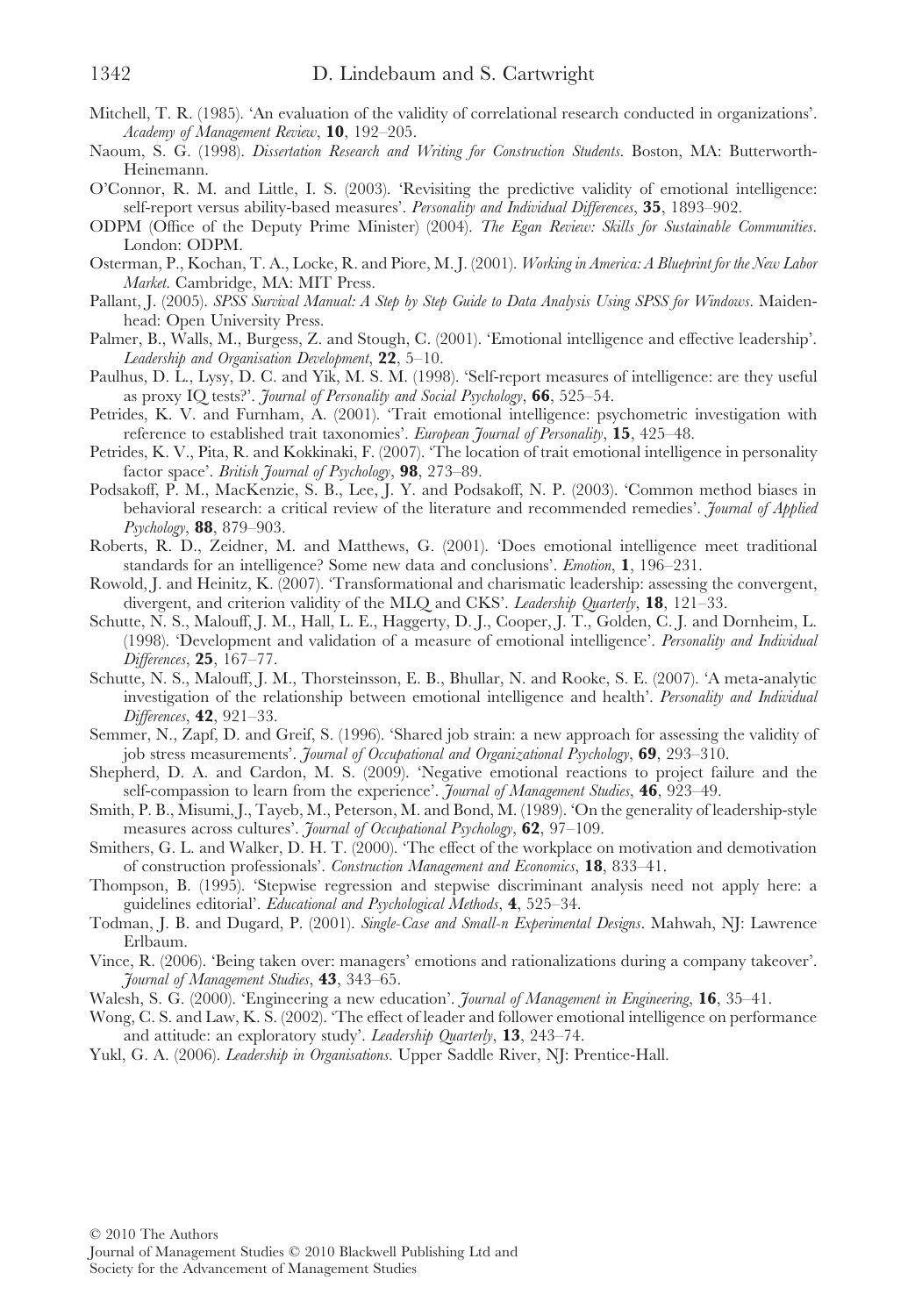Mitchell, T. R. (1985). 'An evaluation of the validity of correlational research conducted in organizations'. *Academy of Management Review*, **10**, 192–205.

Naoum, S. G. (1998). *Dissertation Research and Writing for Construction Students*. Boston, MA: Butterworth-Heinemann.

O'Connor, R. M. and Little, I. S. (2003). 'Revisiting the predictive validity of emotional intelligence: self-report versus ability-based measures'. *Personality and Individual Differences*, **35**, 1893–902.

ODPM (Office of the Deputy Prime Minister) (2004). *The Egan Review: Skills for Sustainable Communities*. London: ODPM.

Osterman, P., Kochan, T. A., Locke, R. and Piore, M. J. (2001). *Working in America: A Blueprint for the New Labor Market*. Cambridge, MA: MIT Press.

Pallant, J. (2005). *SPSS Survival Manual: A Step by Step Guide to Data Analysis Using SPSS for Windows*. Maidenhead: Open University Press.

Palmer, B., Walls, M., Burgess, Z. and Stough, C. (2001). 'Emotional intelligence and effective leadership'. *Leadership and Organisation Development*, **22**, 5–10.

Paulhus, D. L., Lysy, D. C. and Yik, M. S. M. (1998). 'Self-report measures of intelligence: are they useful as proxy IQ tests?'. *Journal of Personality and Social Psychology*, **66**, 525–54.

Petrides, K. V. and Furnham, A. (2001). 'Trait emotional intelligence: psychometric investigation with reference to established trait taxonomies'. *European Journal of Personality*, **15**, 425–48.

Petrides, K. V., Pita, R. and Kokkinaki, F. (2007). 'The location of trait emotional intelligence in personality factor space'. *British Journal of Psychology*, **98**, 273–89.

Podsakoff, P. M., MacKenzie, S. B., Lee, J. Y. and Podsakoff, N. P. (2003). 'Common method biases in behavioral research: a critical review of the literature and recommended remedies'. *Journal of Applied Psychology*, **88**, 879–903.

Roberts, R. D., Zeidner, M. and Matthews, G. (2001). 'Does emotional intelligence meet traditional standards for an intelligence? Some new data and conclusions'. *Emotion*, **1**, 196–231.

Rowold, J. and Heinitz, K. (2007). 'Transformational and charismatic leadership: assessing the convergent, divergent, and criterion validity of the MLQ and CKS'. *Leadership Quarterly*, **18**, 121–33.

Schutte, N. S., Malouff, J. M., Hall, L. E., Haggerty, D. J., Cooper, J. T., Golden, C. J. and Dornheim, L. (1998). 'Development and validation of a measure of emotional intelligence'. *Personality and Individual Differences*, **25**, 167–77.

Schutte, N. S., Malouff, J. M., Thorsteinsson, E. B., Bhullar, N. and Rooke, S. E. (2007). 'A meta-analytic investigation of the relationship between emotional intelligence and health'. *Personality and Individual Differences*, **42**, 921–33.

Semmer, N., Zapf, D. and Greif, S. (1996). 'Shared job strain: a new approach for assessing the validity of job stress measurements'. *Journal of Occupational and Organizational Psychology*, **69**, 293–310.

Shepherd, D. A. and Cardon, M. S. (2009). 'Negative emotional reactions to project failure and the self-compassion to learn from the experience'. *Journal of Management Studies*, **46**, 923–49.

Smith, P. B., Misumi, J., Tayeb, M., Peterson, M. and Bond, M. (1989). 'On the generality of leadership-style measures across cultures'. *Journal of Occupational Psychology*, **62**, 97–109.

Smithers, G. L. and Walker, D. H. T. (2000). 'The effect of the workplace on motivation and demotivation of construction professionals'. *Construction Management and Economics*, **18**, 833–41.

Thompson, B. (1995). 'Stepwise regression and stepwise discriminant analysis need not apply here: a guidelines editorial'. *Educational and Psychological Methods*, **4**, 525–34.

Todman, J. B. and Dugard, P. (2001). *Single-Case and Small-n Experimental Designs*. Mahwah, NJ: Lawrence Erlbaum.

Vince, R. (2006). 'Being taken over: managers' emotions and rationalizations during a company takeover'. *Journal of Management Studies*, **43**, 343–65.

Walesh, S. G. (2000). 'Engineering a new education'. *Journal of Management in Engineering*, **16**, 35–41.

Wong, C. S. and Law, K. S. (2002). 'The effect of leader and follower emotional intelligence on performance and attitude: an exploratory study'. *Leadership Quarterly*, **13**, 243–74.

Yukl, G. A. (2006). *Leadership in Organisations*. Upper Saddle River, NJ: Prentice-Hall.